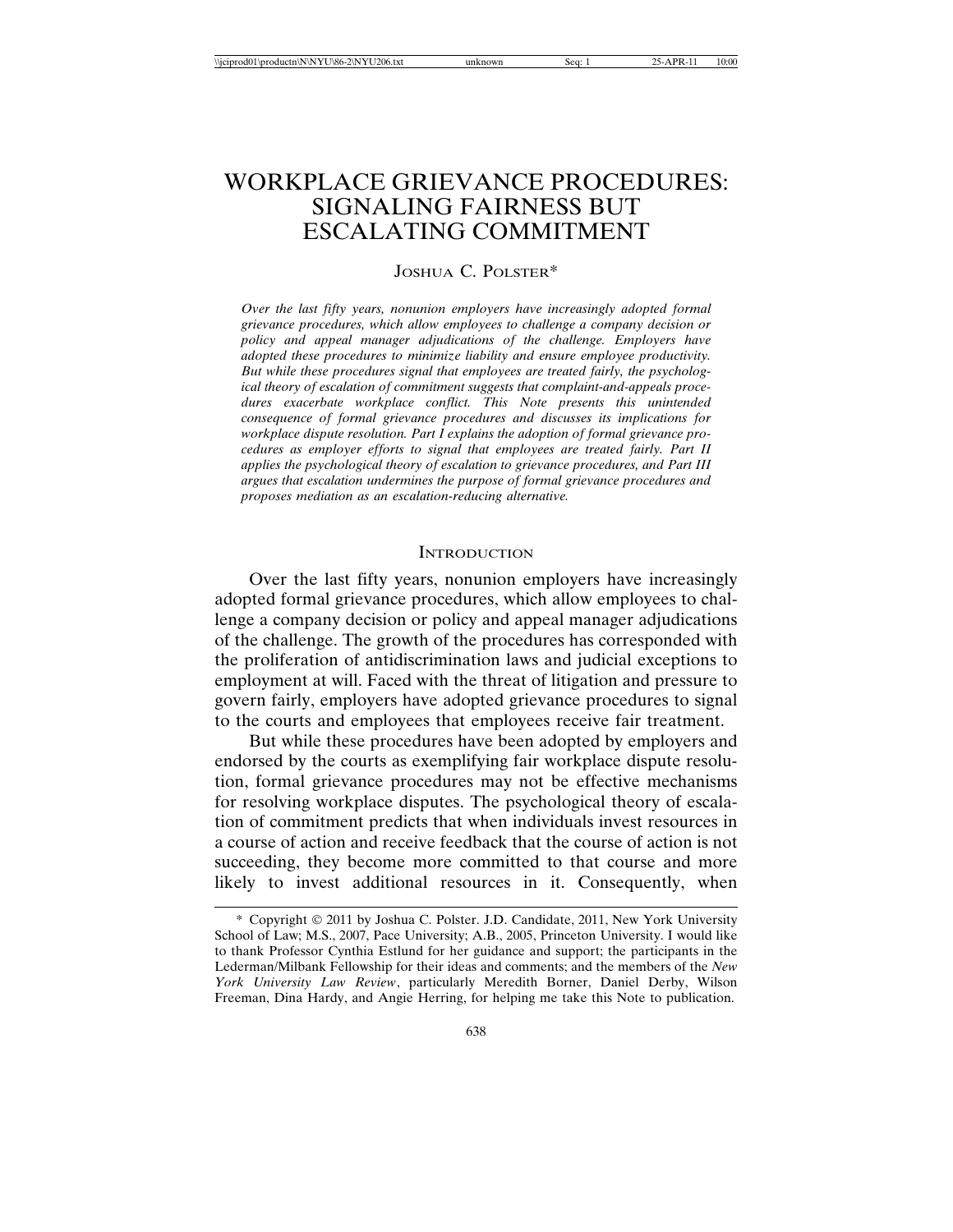# WORKPLACE GRIEVANCE PROCEDURES: SIGNALING FAIRNESS BUT ESCALATING COMMITMENT

JOSHUA C. POLSTER*

*Over the last fifty years, nonunion employers have increasingly adopted formal grievance procedures, which allow employees to challenge a company decision or policy and appeal manager adjudications of the challenge. Employers have adopted these procedures to minimize liability and ensure employee productivity. But while these procedures signal that employees are treated fairly, the psychological theory of escalation of commitment suggests that complaint-and-appeals procedures exacerbate workplace conflict. This Note presents this unintended consequence of formal grievance procedures and discusses its implications for workplace dispute resolution. Part I explains the adoption of formal grievance procedures as employer efforts to signal that employees are treated fairly. Part II applies the psychological theory of escalation to grievance procedures, and Part III argues that escalation undermines the purpose of formal grievance procedures and proposes mediation as an escalation-reducing alternative.*

## INTRODUCTION

Over the last fifty years, nonunion employers have increasingly adopted formal grievance procedures, which allow employees to challenge a company decision or policy and appeal manager adjudications of the challenge. The growth of the procedures has corresponded with the proliferation of antidiscrimination laws and judicial exceptions to employment at will. Faced with the threat of litigation and pressure to govern fairly, employers have adopted grievance procedures to signal to the courts and employees that employees receive fair treatment.

But while these procedures have been adopted by employers and endorsed by the courts as exemplifying fair workplace dispute resolution, formal grievance procedures may not be effective mechanisms for resolving workplace disputes. The psychological theory of escalation of commitment predicts that when individuals invest resources in a course of action and receive feedback that the course of action is not succeeding, they become more committed to that course and more likely to invest additional resources in it. Consequently, when

---

\* Copyright © 2011 by Joshua C. Polster. J.D. Candidate, 2011, New York University School of Law; M.S., 2007, Pace University; A.B., 2005, Princeton University. I would like to thank Professor Cynthia Estlund for her guidance and support; the participants in the Lederman/Milbank Fellowship for their ideas and comments; and the members of the *New York University Law Review*, particularly Meredith Borner, Daniel Derby, Wilson Freeman, Dina Hardy, and Angie Herring, for helping me take this Note to publication.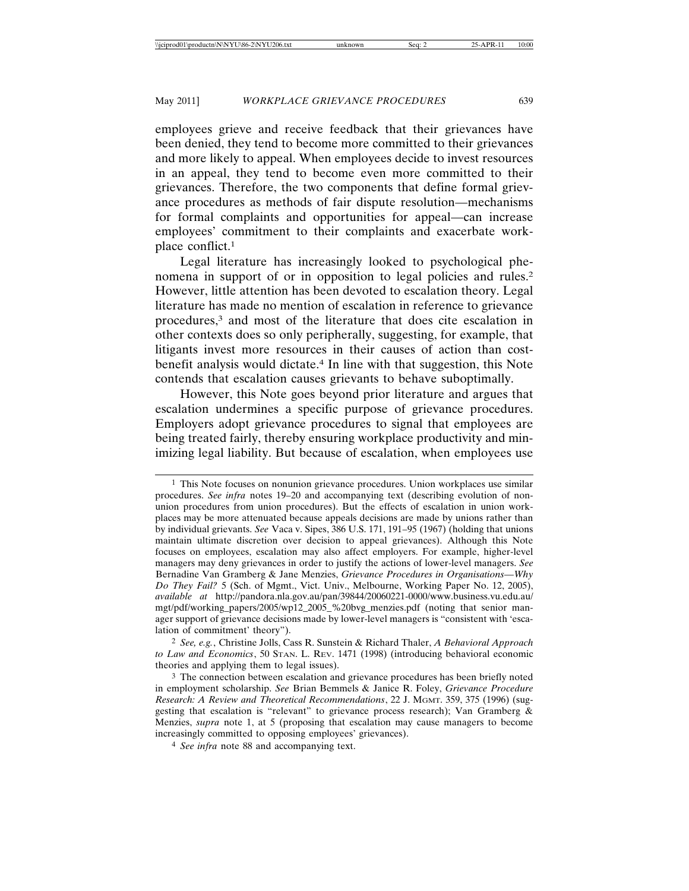employees grieve and receive feedback that their grievances have been denied, they tend to become more committed to their grievances and more likely to appeal. When employees decide to invest resources in an appeal, they tend to become even more committed to their grievances. Therefore, the two components that define formal grievance procedures as methods of fair dispute resolution—mechanisms for formal complaints and opportunities for appeal—can increase employees' commitment to their complaints and exacerbate workplace conflict.[1]

Legal literature has increasingly looked to psychological phenomena in support of or in opposition to legal policies and rules.[2] However, little attention has been devoted to escalation theory. Legal literature has made no mention of escalation in reference to grievance procedures,[3] and most of the literature that does cite escalation in other contexts does so only peripherally, suggesting, for example, that litigants invest more resources in their causes of action than cost-benefit analysis would dictate.[4] In line with that suggestion, this Note contends that escalation causes grievants to behave suboptimally.

However, this Note goes beyond prior literature and argues that escalation undermines a specific purpose of grievance procedures. Employers adopt grievance procedures to signal that employees are being treated fairly, thereby ensuring workplace productivity and minimizing legal liability. But because of escalation, when employees use

---

[1] This Note focuses on nonunion grievance procedures. Union workplaces use similar procedures. *See infra* notes 19–20 and accompanying text (describing evolution of nonunion procedures from union procedures). But the effects of escalation in union workplaces may be more attenuated because appeals decisions are made by unions rather than by individual grievants. *See* Vaca v. Sipes, 386 U.S. 171, 191–95 (1967) (holding that unions maintain ultimate discretion over decision to appeal grievances). Although this Note focuses on employees, escalation may also affect employers. For example, higher-level managers may deny grievances in order to justify the actions of lower-level managers. *See* Bernadine Van Gramberg & Jane Menzies, *Grievance Procedures in Organisations—Why Do They Fail?* 5 (Sch. of Mgmt., Vict. Univ., Melbourne, Working Paper No. 12, 2005), *available at* http://pandora.nla.gov.au/pan/39844/20060221-0000/www.business.vu.edu.au/mgt/pdf/working_papers/2005/wp12_2005_%20bvg_menzies.pdf (noting that senior manager support of grievance decisions made by lower-level managers is "consistent with 'escalation of commitment' theory").

[2] *See, e.g.*, Christine Jolls, Cass R. Sunstein & Richard Thaler, *A Behavioral Approach to Law and Economics*, 50 STAN. L. REV. 1471 (1998) (introducing behavioral economic theories and applying them to legal issues).

[3] The connection between escalation and grievance procedures has been briefly noted in employment scholarship. *See* Brian Bemmels & Janice R. Foley, *Grievance Procedure Research: A Review and Theoretical Recommendations*, 22 J. MGMT. 359, 375 (1996) (suggesting that escalation is "relevant" to grievance process research); Van Gramberg & Menzies, *supra* note 1, at 5 (proposing that escalation may cause managers to become increasingly committed to opposing employees' grievances).

[4] *See infra* note 88 and accompanying text.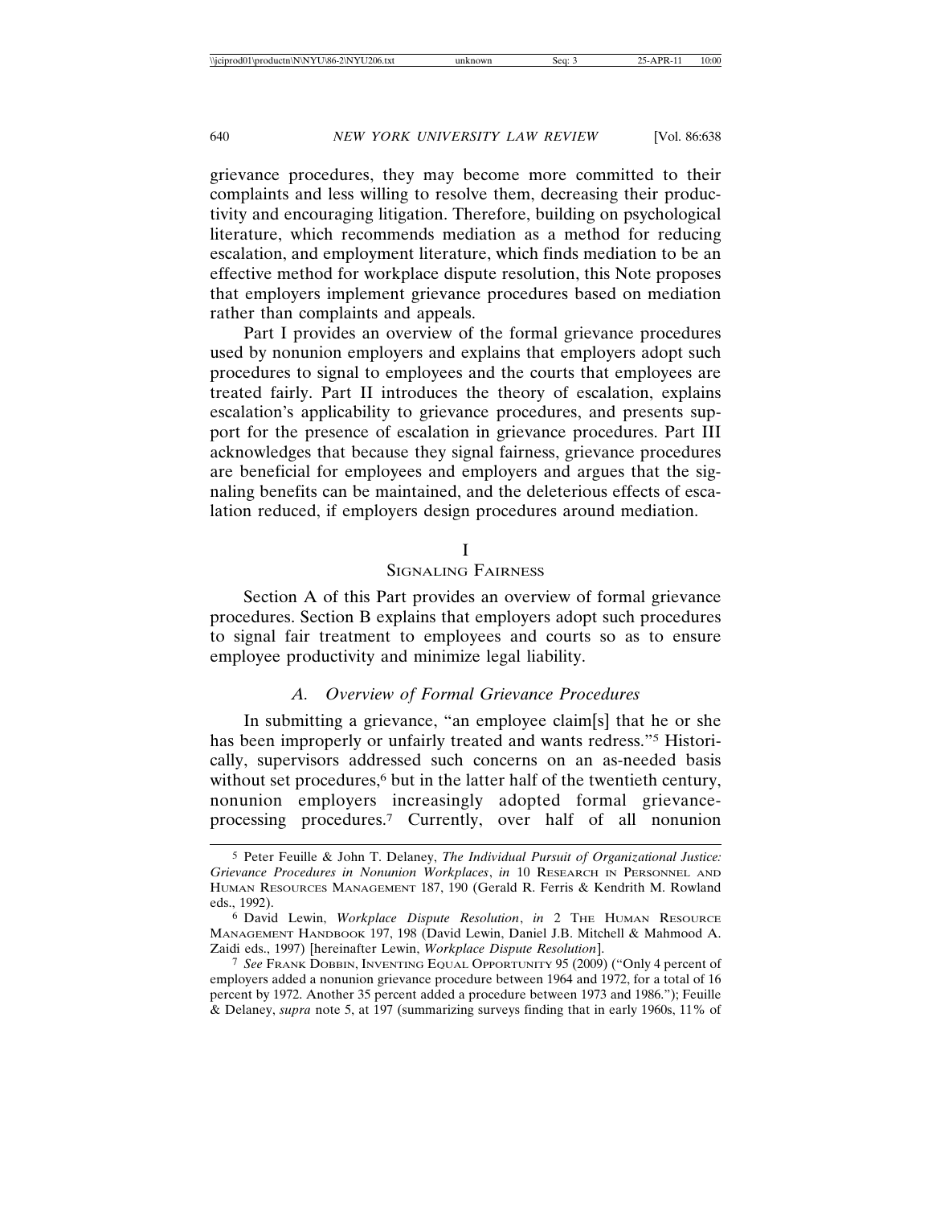grievance procedures, they may become more committed to their complaints and less willing to resolve them, decreasing their productivity and encouraging litigation. Therefore, building on psychological literature, which recommends mediation as a method for reducing escalation, and employment literature, which finds mediation to be an effective method for workplace dispute resolution, this Note proposes that employers implement grievance procedures based on mediation rather than complaints and appeals.

Part I provides an overview of the formal grievance procedures used by nonunion employers and explains that employers adopt such procedures to signal to employees and the courts that employees are treated fairly. Part II introduces the theory of escalation, explains escalation's applicability to grievance procedures, and presents support for the presence of escalation in grievance procedures. Part III acknowledges that because they signal fairness, grievance procedures are beneficial for employees and employers and argues that the signaling benefits can be maintained, and the deleterious effects of escalation reduced, if employers design procedures around mediation.

# I
# Signaling Fairness

Section A of this Part provides an overview of formal grievance procedures. Section B explains that employers adopt such procedures to signal fair treatment to employees and courts so as to ensure employee productivity and minimize legal liability.

## *A. Overview of Formal Grievance Procedures*

In submitting a grievance, "an employee claim[s] that he or she has been improperly or unfairly treated and wants redress."[5] Historically, supervisors addressed such concerns on an as-needed basis without set procedures,[6] but in the latter half of the twentieth century, nonunion employers increasingly adopted formal grievance-processing procedures.[7] Currently, over half of all nonunion

---

[5] Peter Feuille & John T. Delaney, *The Individual Pursuit of Organizational Justice: Grievance Procedures in Nonunion Workplaces*, *in* 10 Research in Personnel and Human Resources Management 187, 190 (Gerald R. Ferris & Kendrith M. Rowland eds., 1992).

[6] David Lewin, *Workplace Dispute Resolution*, *in* 2 The Human Resource Management Handbook 197, 198 (David Lewin, Daniel J.B. Mitchell & Mahmood A. Zaidi eds., 1997) [hereinafter Lewin, *Workplace Dispute Resolution*].

[7] *See* Frank Dobbin, Inventing Equal Opportunity 95 (2009) ("Only 4 percent of employers added a nonunion grievance procedure between 1964 and 1972, for a total of 16 percent by 1972. Another 35 percent added a procedure between 1973 and 1986."); Feuille & Delaney, *supra* note 5, at 197 (summarizing surveys finding that in early 1960s, 11% of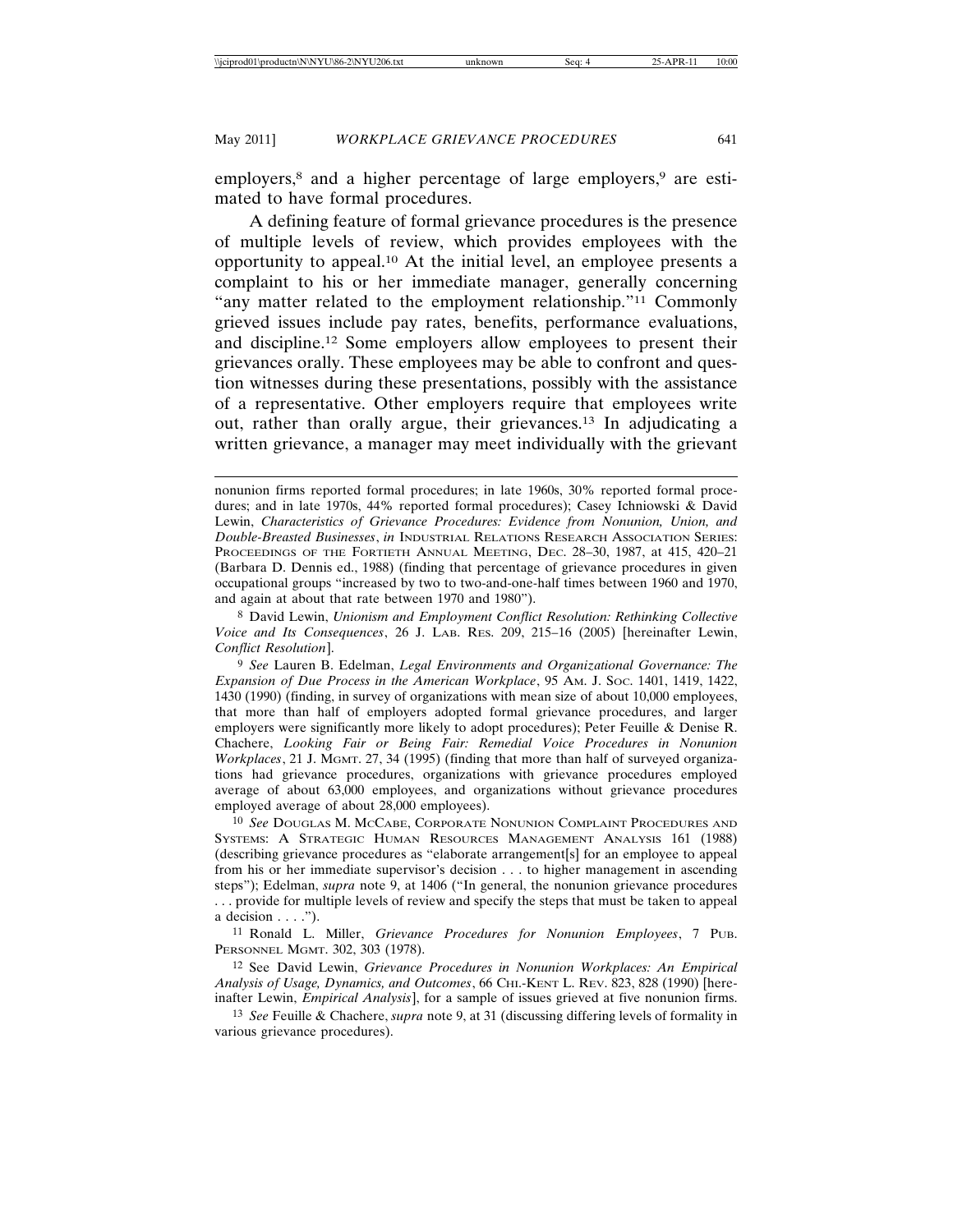employers,[8] and a higher percentage of large employers,[9] are estimated to have formal procedures.

A defining feature of formal grievance procedures is the presence of multiple levels of review, which provides employees with the opportunity to appeal.[10] At the initial level, an employee presents a complaint to his or her immediate manager, generally concerning "any matter related to the employment relationship."[11] Commonly grieved issues include pay rates, benefits, performance evaluations, and discipline.[12] Some employers allow employees to present their grievances orally. These employees may be able to confront and question witnesses during these presentations, possibly with the assistance of a representative. Other employers require that employees write out, rather than orally argue, their grievances.[13] In adjudicating a written grievance, a manager may meet individually with the grievant

---

nonunion firms reported formal procedures; in late 1960s, 30% reported formal procedures; and in late 1970s, 44% reported formal procedures); Casey Ichniowski & David Lewin, *Characteristics of Grievance Procedures: Evidence from Nonunion, Union, and Double-Breasted Businesses*, *in* INDUSTRIAL RELATIONS RESEARCH ASSOCIATION SERIES: PROCEEDINGS OF THE FORTIETH ANNUAL MEETING, DEC. 28–30, 1987, at 415, 420–21 (Barbara D. Dennis ed., 1988) (finding that percentage of grievance procedures in given occupational groups "increased by two to two-and-one-half times between 1960 and 1970, and again at about that rate between 1970 and 1980").

[8] David Lewin, *Unionism and Employment Conflict Resolution: Rethinking Collective Voice and Its Consequences*, 26 J. LAB. RES. 209, 215–16 (2005) [hereinafter Lewin, *Conflict Resolution*].

[9] *See* Lauren B. Edelman, *Legal Environments and Organizational Governance: The Expansion of Due Process in the American Workplace*, 95 AM. J. SOC. 1401, 1419, 1422, 1430 (1990) (finding, in survey of organizations with mean size of about 10,000 employees, that more than half of employers adopted formal grievance procedures, and larger employers were significantly more likely to adopt procedures); Peter Feuille & Denise R. Chachere, *Looking Fair or Being Fair: Remedial Voice Procedures in Nonunion Workplaces*, 21 J. MGMT. 27, 34 (1995) (finding that more than half of surveyed organizations had grievance procedures, organizations with grievance procedures employed average of about 63,000 employees, and organizations without grievance procedures employed average of about 28,000 employees).

[10] *See* DOUGLAS M. MCCABE, CORPORATE NONUNION COMPLAINT PROCEDURES AND SYSTEMS: A STRATEGIC HUMAN RESOURCES MANAGEMENT ANALYSIS 161 (1988) (describing grievance procedures as "elaborate arrangement[s] for an employee to appeal from his or her immediate supervisor's decision . . . to higher management in ascending steps"); Edelman, *supra* note 9, at 1406 ("In general, the nonunion grievance procedures . . . provide for multiple levels of review and specify the steps that must be taken to appeal a decision . . . .").

[11] Ronald L. Miller, *Grievance Procedures for Nonunion Employees*, 7 PUB. PERSONNEL MGMT. 302, 303 (1978).

[12] See David Lewin, *Grievance Procedures in Nonunion Workplaces: An Empirical Analysis of Usage, Dynamics, and Outcomes*, 66 CHI.-KENT L. REV. 823, 828 (1990) [hereinafter Lewin, *Empirical Analysis*], for a sample of issues grieved at five nonunion firms.

[13] *See* Feuille & Chachere, *supra* note 9, at 31 (discussing differing levels of formality in various grievance procedures).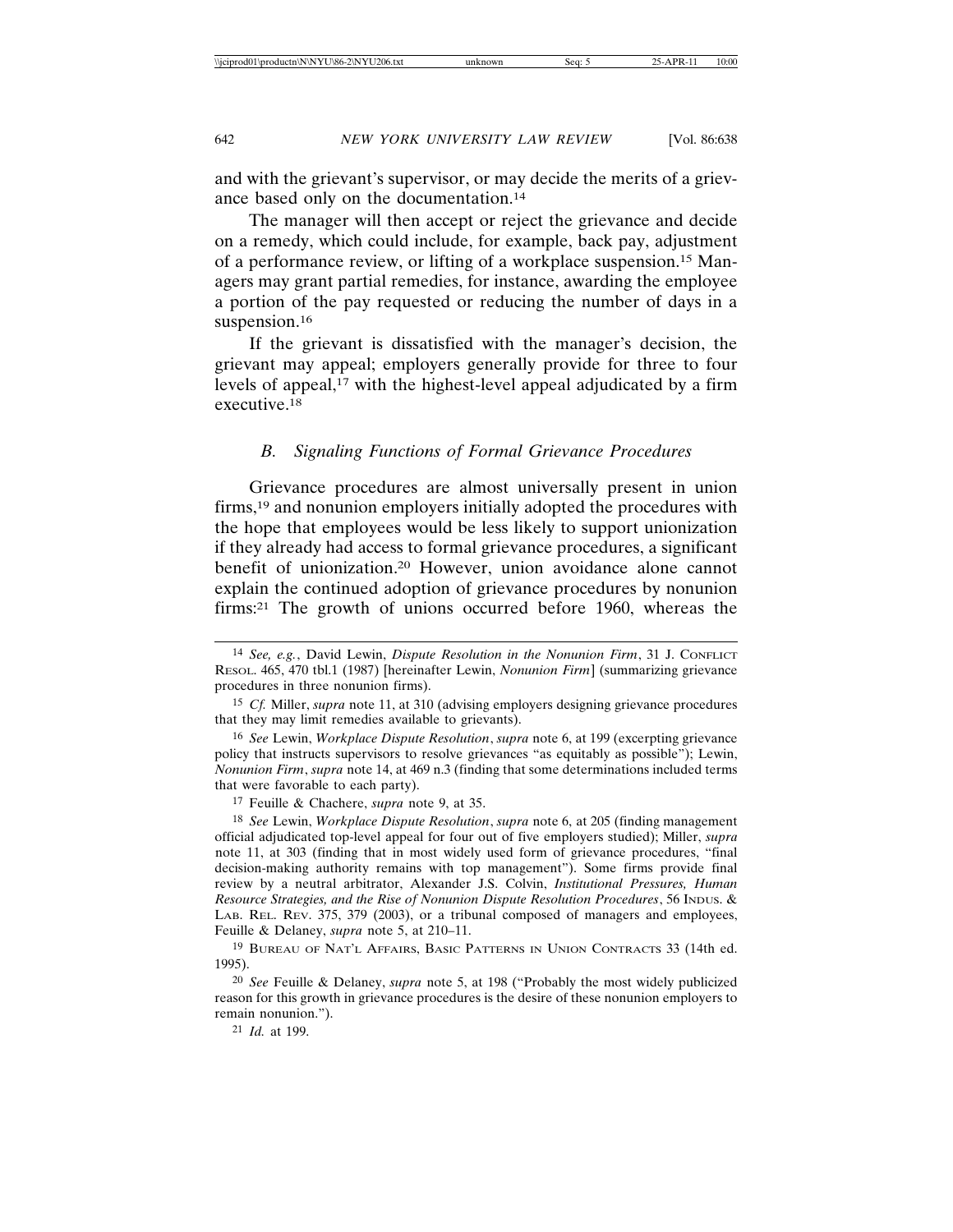and with the grievant's supervisor, or may decide the merits of a grievance based only on the documentation.[14]

The manager will then accept or reject the grievance and decide on a remedy, which could include, for example, back pay, adjustment of a performance review, or lifting of a workplace suspension.[15] Managers may grant partial remedies, for instance, awarding the employee a portion of the pay requested or reducing the number of days in a suspension.[16]

If the grievant is dissatisfied with the manager's decision, the grievant may appeal; employers generally provide for three to four levels of appeal,[17] with the highest-level appeal adjudicated by a firm executive.[18]

### *B. Signaling Functions of Formal Grievance Procedures*

Grievance procedures are almost universally present in union firms,[19] and nonunion employers initially adopted the procedures with the hope that employees would be less likely to support unionization if they already had access to formal grievance procedures, a significant benefit of unionization.[20] However, union avoidance alone cannot explain the continued adoption of grievance procedures by nonunion firms:[21] The growth of unions occurred before 1960, whereas the

---

[14] *See, e.g.*, David Lewin, *Dispute Resolution in the Nonunion Firm*, 31 J. CONFLICT RESOL. 465, 470 tbl.1 (1987) [hereinafter Lewin, *Nonunion Firm*] (summarizing grievance procedures in three nonunion firms).

[15] *Cf.* Miller, *supra* note 11, at 310 (advising employers designing grievance procedures that they may limit remedies available to grievants).

[16] *See* Lewin, *Workplace Dispute Resolution*, *supra* note 6, at 199 (excerpting grievance policy that instructs supervisors to resolve grievances "as equitably as possible"); Lewin, *Nonunion Firm*, *supra* note 14, at 469 n.3 (finding that some determinations included terms that were favorable to each party).

[17] Feuille & Chachere, *supra* note 9, at 35.

[18] *See* Lewin, *Workplace Dispute Resolution*, *supra* note 6, at 205 (finding management official adjudicated top-level appeal for four out of five employers studied); Miller, *supra* note 11, at 303 (finding that in most widely used form of grievance procedures, "final decision-making authority remains with top management"). Some firms provide final review by a neutral arbitrator, Alexander J.S. Colvin, *Institutional Pressures, Human Resource Strategies, and the Rise of Nonunion Dispute Resolution Procedures*, 56 INDUS. & LAB. REL. REV. 375, 379 (2003), or a tribunal composed of managers and employees, Feuille & Delaney, *supra* note 5, at 210–11.

[19] BUREAU OF NAT'L AFFAIRS, BASIC PATTERNS IN UNION CONTRACTS 33 (14th ed. 1995).

[20] *See* Feuille & Delaney, *supra* note 5, at 198 ("Probably the most widely publicized reason for this growth in grievance procedures is the desire of these nonunion employers to remain nonunion.").

[21] *Id.* at 199.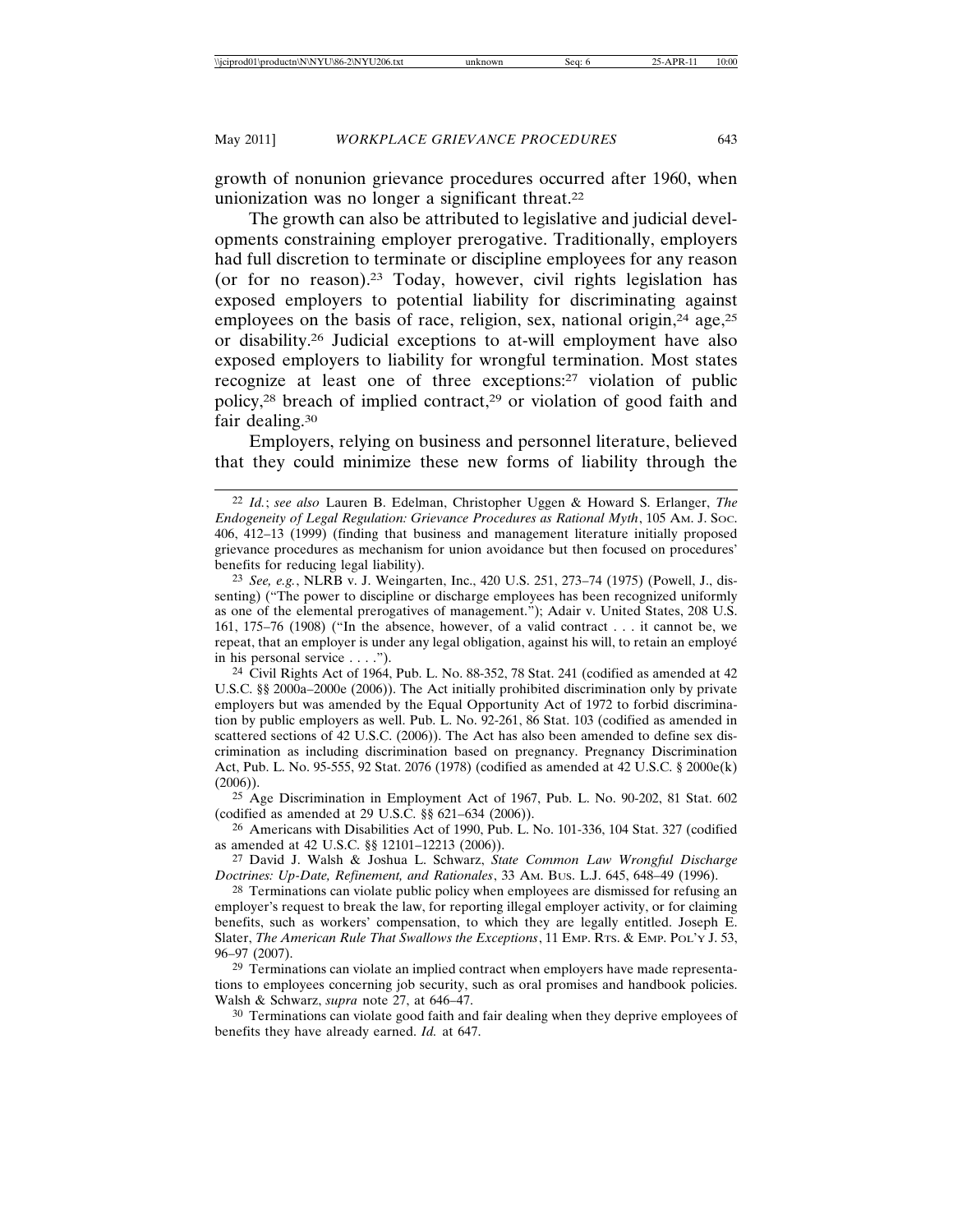growth of nonunion grievance procedures occurred after 1960, when unionization was no longer a significant threat.[22]

The growth can also be attributed to legislative and judicial developments constraining employer prerogative. Traditionally, employers had full discretion to terminate or discipline employees for any reason (or for no reason).[23] Today, however, civil rights legislation has exposed employers to potential liability for discriminating against employees on the basis of race, religion, sex, national origin,[24] age,[25] or disability.[26] Judicial exceptions to at-will employment have also exposed employers to liability for wrongful termination. Most states recognize at least one of three exceptions:[27] violation of public policy,[28] breach of implied contract,[29] or violation of good faith and fair dealing.[30]

Employers, relying on business and personnel literature, believed that they could minimize these new forms of liability through the

---

[22] *Id.*; *see also* Lauren B. Edelman, Christopher Uggen & Howard S. Erlanger, *The Endogeneity of Legal Regulation: Grievance Procedures as Rational Myth*, 105 AM. J. SOC. 406, 412–13 (1999) (finding that business and management literature initially proposed grievance procedures as mechanism for union avoidance but then focused on procedures' benefits for reducing legal liability).

[23] *See, e.g.*, NLRB v. J. Weingarten, Inc., 420 U.S. 251, 273–74 (1975) (Powell, J., dissenting) ("The power to discipline or discharge employees has been recognized uniformly as one of the elemental prerogatives of management."); Adair v. United States, 208 U.S. 161, 175–76 (1908) ("In the absence, however, of a valid contract . . . it cannot be, we repeat, that an employer is under any legal obligation, against his will, to retain an employé in his personal service . . . .").

[24] Civil Rights Act of 1964, Pub. L. No. 88-352, 78 Stat. 241 (codified as amended at 42 U.S.C. §§ 2000a–2000e (2006)). The Act initially prohibited discrimination only by private employers but was amended by the Equal Opportunity Act of 1972 to forbid discrimination by public employers as well. Pub. L. No. 92-261, 86 Stat. 103 (codified as amended in scattered sections of 42 U.S.C. (2006)). The Act has also been amended to define sex discrimination as including discrimination based on pregnancy. Pregnancy Discrimination Act, Pub. L. No. 95-555, 92 Stat. 2076 (1978) (codified as amended at 42 U.S.C. § 2000e(k) (2006)).

[25] Age Discrimination in Employment Act of 1967, Pub. L. No. 90-202, 81 Stat. 602 (codified as amended at 29 U.S.C. §§ 621–634 (2006)).

[26] Americans with Disabilities Act of 1990, Pub. L. No. 101-336, 104 Stat. 327 (codified as amended at 42 U.S.C. §§ 12101–12213 (2006)).

[27] David J. Walsh & Joshua L. Schwarz, *State Common Law Wrongful Discharge Doctrines: Up-Date, Refinement, and Rationales*, 33 AM. BUS. L.J. 645, 648–49 (1996).

[28] Terminations can violate public policy when employees are dismissed for refusing an employer's request to break the law, for reporting illegal employer activity, or for claiming benefits, such as workers' compensation, to which they are legally entitled. Joseph E. Slater, *The American Rule That Swallows the Exceptions*, 11 EMP. RTS. & EMP. POL'Y J. 53, 96–97 (2007).

[29] Terminations can violate an implied contract when employers have made representations to employees concerning job security, such as oral promises and handbook policies. Walsh & Schwarz, *supra* note 27, at 646–47.

[30] Terminations can violate good faith and fair dealing when they deprive employees of benefits they have already earned. *Id.* at 647.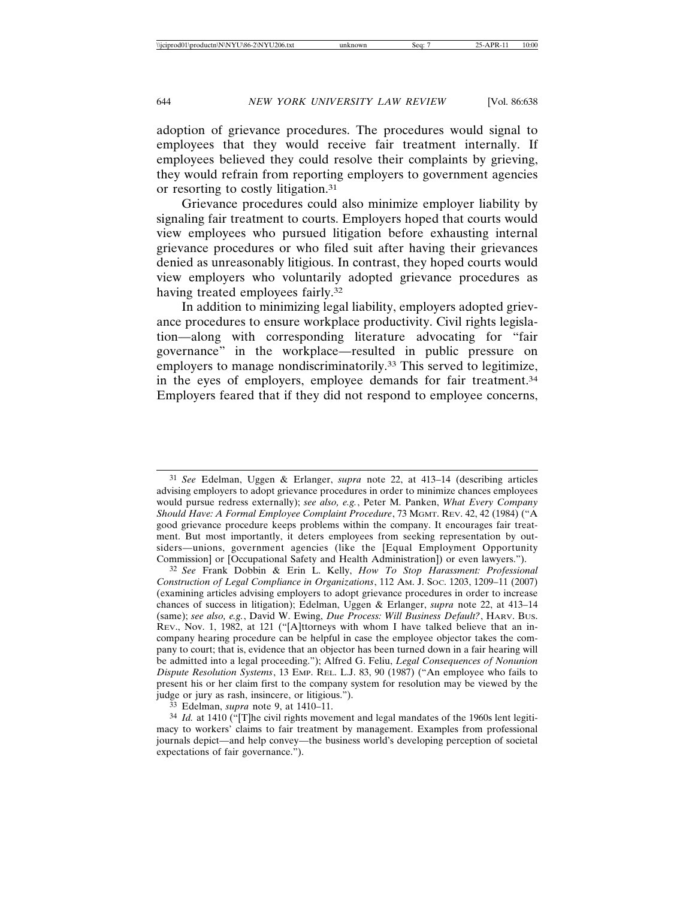adoption of grievance procedures. The procedures would signal to employees that they would receive fair treatment internally. If employees believed they could resolve their complaints by grieving, they would refrain from reporting employers to government agencies or resorting to costly litigation.[31]

Grievance procedures could also minimize employer liability by signaling fair treatment to courts. Employers hoped that courts would view employees who pursued litigation before exhausting internal grievance procedures or who filed suit after having their grievances denied as unreasonably litigious. In contrast, they hoped courts would view employers who voluntarily adopted grievance procedures as having treated employees fairly.[32]

In addition to minimizing legal liability, employers adopted grievance procedures to ensure workplace productivity. Civil rights legislation—along with corresponding literature advocating for "fair governance" in the workplace—resulted in public pressure on employers to manage nondiscriminatorily.[33] This served to legitimize, in the eyes of employers, employee demands for fair treatment.[34] Employers feared that if they did not respond to employee concerns,

---

[31] *See* Edelman, Uggen & Erlanger, *supra* note 22, at 413–14 (describing articles advising employers to adopt grievance procedures in order to minimize chances employees would pursue redress externally); *see also, e.g.*, Peter M. Panken, *What Every Company Should Have: A Formal Employee Complaint Procedure*, 73 MGMT. REV. 42, 42 (1984) ("A good grievance procedure keeps problems within the company. It encourages fair treatment. But most importantly, it deters employees from seeking representation by outsiders—unions, government agencies (like the [Equal Employment Opportunity Commission] or [Occupational Safety and Health Administration]) or even lawyers.").

[32] *See* Frank Dobbin & Erin L. Kelly, *How To Stop Harassment: Professional Construction of Legal Compliance in Organizations*, 112 AM. J. SOC. 1203, 1209–11 (2007) (examining articles advising employers to adopt grievance procedures in order to increase chances of success in litigation); Edelman, Uggen & Erlanger, *supra* note 22, at 413–14 (same); *see also, e.g.*, David W. Ewing, *Due Process: Will Business Default?*, HARV. BUS. REV., Nov. 1, 1982, at 121 ("[A]ttorneys with whom I have talked believe that an in-company hearing procedure can be helpful in case the employee objector takes the company to court; that is, evidence that an objector has been turned down in a fair hearing will be admitted into a legal proceeding."); Alfred G. Feliu, *Legal Consequences of Nonunion Dispute Resolution Systems*, 13 EMP. REL. L.J. 83, 90 (1987) ("An employee who fails to present his or her claim first to the company system for resolution may be viewed by the judge or jury as rash, insincere, or litigious.").

[33] Edelman, *supra* note 9, at 1410–11.

[34] *Id.* at 1410 ("[T]he civil rights movement and legal mandates of the 1960s lent legitimacy to workers' claims to fair treatment by management. Examples from professional journals depict—and help convey—the business world's developing perception of societal expectations of fair governance.").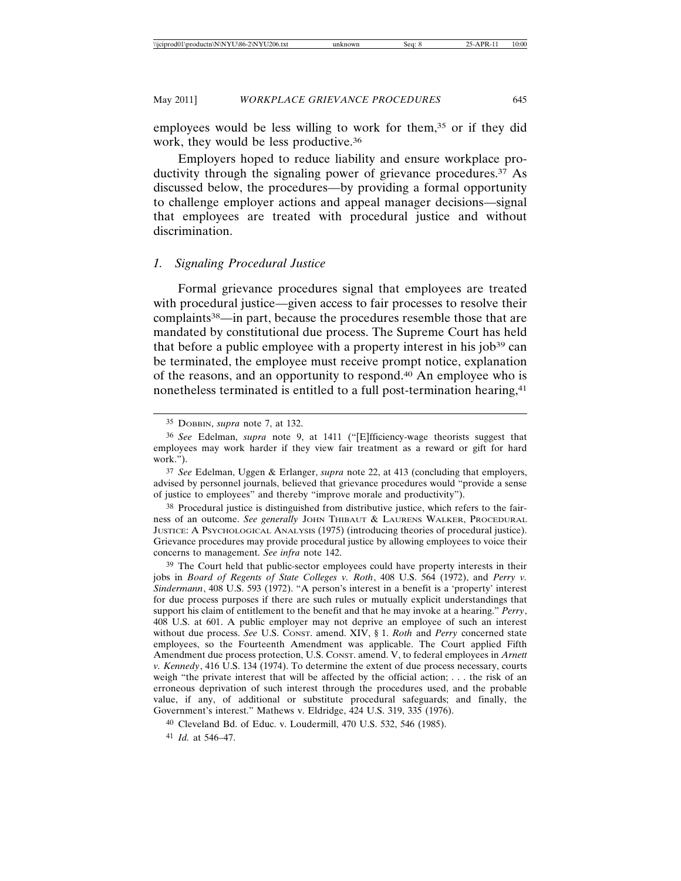employees would be less willing to work for them,[35] or if they did work, they would be less productive.[36]

Employers hoped to reduce liability and ensure workplace productivity through the signaling power of grievance procedures.[37] As discussed below, the procedures—by providing a formal opportunity to challenge employer actions and appeal manager decisions—signal that employees are treated with procedural justice and without discrimination.

### *1. Signaling Procedural Justice*

Formal grievance procedures signal that employees are treated with procedural justice—given access to fair processes to resolve their complaints[38]—in part, because the procedures resemble those that are mandated by constitutional due process. The Supreme Court has held that before a public employee with a property interest in his job[39] can be terminated, the employee must receive prompt notice, explanation of the reasons, and an opportunity to respond.[40] An employee who is nonetheless terminated is entitled to a full post-termination hearing,[41]

---

[35] DOBBIN, *supra* note 7, at 132.

[36] *See* Edelman, *supra* note 9, at 1411 ("[E]fficiency-wage theorists suggest that employees may work harder if they view fair treatment as a reward or gift for hard work.").

[37] *See* Edelman, Uggen & Erlanger, *supra* note 22, at 413 (concluding that employers, advised by personnel journals, believed that grievance procedures would "provide a sense of justice to employees" and thereby "improve morale and productivity").

[38] Procedural justice is distinguished from distributive justice, which refers to the fairness of an outcome. *See generally* JOHN THIBAUT & LAURENS WALKER, PROCEDURAL JUSTICE: A PSYCHOLOGICAL ANALYSIS (1975) (introducing theories of procedural justice). Grievance procedures may provide procedural justice by allowing employees to voice their concerns to management. *See infra* note 142.

[39] The Court held that public-sector employees could have property interests in their jobs in *Board of Regents of State Colleges v. Roth*, 408 U.S. 564 (1972), and *Perry v. Sindermann*, 408 U.S. 593 (1972). "A person's interest in a benefit is a 'property' interest for due process purposes if there are such rules or mutually explicit understandings that support his claim of entitlement to the benefit and that he may invoke at a hearing." *Perry*, 408 U.S. at 601. A public employer may not deprive an employee of such an interest without due process. *See* U.S. CONST. amend. XIV, § 1. *Roth* and *Perry* concerned state employees, so the Fourteenth Amendment was applicable. The Court applied Fifth Amendment due process protection, U.S. CONST. amend. V, to federal employees in *Arnett v. Kennedy*, 416 U.S. 134 (1974). To determine the extent of due process necessary, courts weigh "the private interest that will be affected by the official action; . . . the risk of an erroneous deprivation of such interest through the procedures used, and the probable value, if any, of additional or substitute procedural safeguards; and finally, the Government's interest." Mathews v. Eldridge, 424 U.S. 319, 335 (1976).

[40] Cleveland Bd. of Educ. v. Loudermill, 470 U.S. 532, 546 (1985).

[41] *Id.* at 546–47.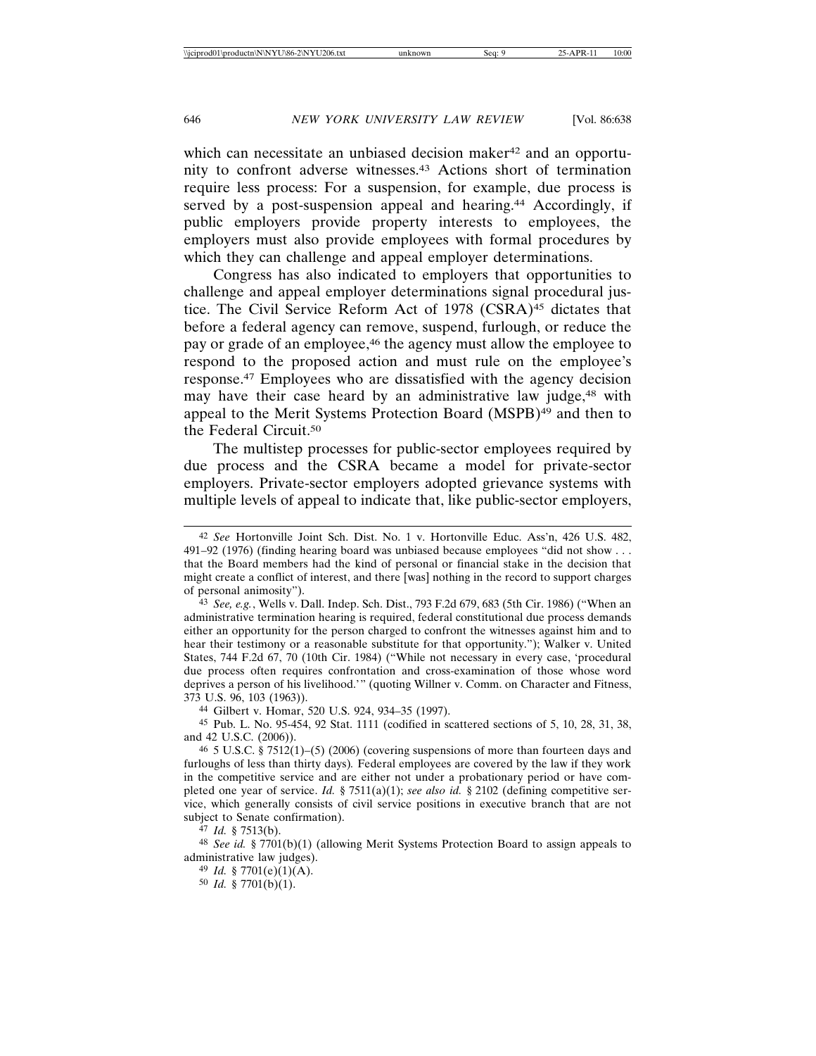which can necessitate an unbiased decision maker[42] and an opportunity to confront adverse witnesses.[43] Actions short of termination require less process: For a suspension, for example, due process is served by a post-suspension appeal and hearing.[44] Accordingly, if public employers provide property interests to employees, the employers must also provide employees with formal procedures by which they can challenge and appeal employer determinations.

Congress has also indicated to employers that opportunities to challenge and appeal employer determinations signal procedural justice. The Civil Service Reform Act of 1978 (CSRA)[45] dictates that before a federal agency can remove, suspend, furlough, or reduce the pay or grade of an employee,[46] the agency must allow the employee to respond to the proposed action and must rule on the employee's response.[47] Employees who are dissatisfied with the agency decision may have their case heard by an administrative law judge,[48] with appeal to the Merit Systems Protection Board (MSPB)[49] and then to the Federal Circuit.[50]

The multistep processes for public-sector employees required by due process and the CSRA became a model for private-sector employers. Private-sector employers adopted grievance systems with multiple levels of appeal to indicate that, like public-sector employers,

---

[42] *See* Hortonville Joint Sch. Dist. No. 1 v. Hortonville Educ. Ass'n, 426 U.S. 482, 491–92 (1976) (finding hearing board was unbiased because employees "did not show . . . that the Board members had the kind of personal or financial stake in the decision that might create a conflict of interest, and there [was] nothing in the record to support charges of personal animosity").

[43] *See, e.g.*, Wells v. Dall. Indep. Sch. Dist., 793 F.2d 679, 683 (5th Cir. 1986) ("When an administrative termination hearing is required, federal constitutional due process demands either an opportunity for the person charged to confront the witnesses against him and to hear their testimony or a reasonable substitute for that opportunity."); Walker v. United States, 744 F.2d 67, 70 (10th Cir. 1984) ("While not necessary in every case, 'procedural due process often requires confrontation and cross-examination of those whose word deprives a person of his livelihood.'" (quoting Willner v. Comm. on Character and Fitness, 373 U.S. 96, 103 (1963)).

[44] Gilbert v. Homar, 520 U.S. 924, 934–35 (1997).

[45] Pub. L. No. 95-454, 92 Stat. 1111 (codified in scattered sections of 5, 10, 28, 31, 38, and 42 U.S.C. (2006)).

[46] 5 U.S.C. § 7512(1)–(5) (2006) (covering suspensions of more than fourteen days and furloughs of less than thirty days). Federal employees are covered by the law if they work in the competitive service and are either not under a probationary period or have completed one year of service. *Id.* § 7511(a)(1); *see also id.* § 2102 (defining competitive service, which generally consists of civil service positions in executive branch that are not subject to Senate confirmation).

[47] *Id.* § 7513(b).

[48] *See id.* § 7701(b)(1) (allowing Merit Systems Protection Board to assign appeals to administrative law judges).

[49] *Id.* § 7701(e)(1)(A).

[50] *Id.* § 7701(b)(1).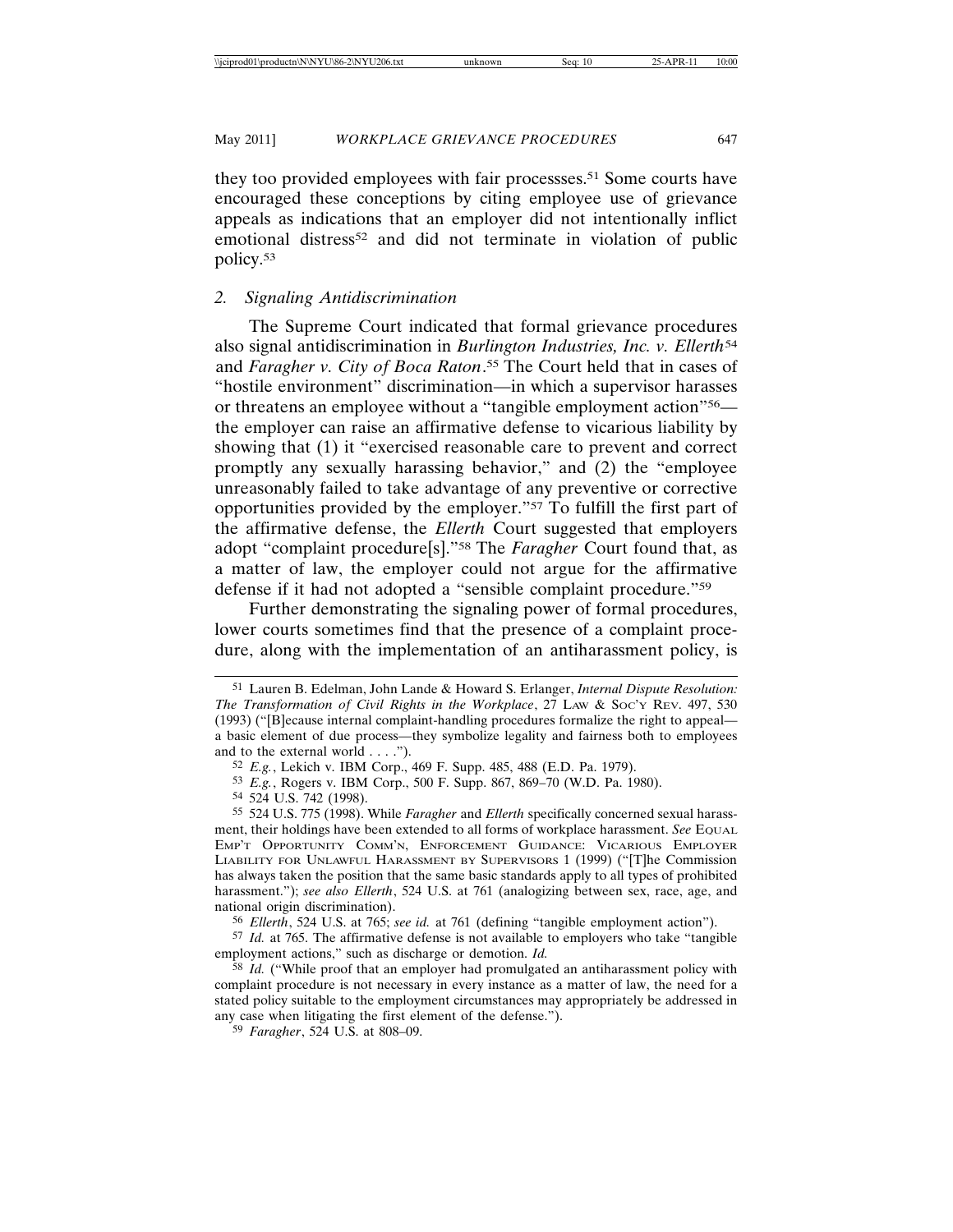they too provided employees with fair processses.[51] Some courts have encouraged these conceptions by citing employee use of grievance appeals as indications that an employer did not intentionally inflict emotional distress[52] and did not terminate in violation of public policy.[53]

### 2. *Signaling Antidiscrimination*

The Supreme Court indicated that formal grievance procedures also signal antidiscrimination in *Burlington Industries, Inc. v. Ellerth*[54] and *Faragher v. City of Boca Raton*.[55] The Court held that in cases of "hostile environment" discrimination—in which a supervisor harasses or threatens an employee without a "tangible employment action"[56]—the employer can raise an affirmative defense to vicarious liability by showing that (1) it "exercised reasonable care to prevent and correct promptly any sexually harassing behavior," and (2) the "employee unreasonably failed to take advantage of any preventive or corrective opportunities provided by the employer."[57] To fulfill the first part of the affirmative defense, the *Ellerth* Court suggested that employers adopt "complaint procedure[s]."[58] The *Faragher* Court found that, as a matter of law, the employer could not argue for the affirmative defense if it had not adopted a "sensible complaint procedure."[59]

Further demonstrating the signaling power of formal procedures, lower courts sometimes find that the presence of a complaint procedure, along with the implementation of an antiharassment policy, is

---

[51] Lauren B. Edelman, John Lande & Howard S. Erlanger, *Internal Dispute Resolution: The Transformation of Civil Rights in the Workplace*, 27 LAW & SOC'Y REV. 497, 530 (1993) ("[B]ecause internal complaint-handling procedures formalize the right to appeal—a basic element of due process—they symbolize legality and fairness both to employees and to the external world . . . .").

[52] *E.g.*, Lekich v. IBM Corp., 469 F. Supp. 485, 488 (E.D. Pa. 1979).

[53] *E.g.*, Rogers v. IBM Corp., 500 F. Supp. 867, 869–70 (W.D. Pa. 1980).

[54] 524 U.S. 742 (1998).

[55] 524 U.S. 775 (1998). While *Faragher* and *Ellerth* specifically concerned sexual harassment, their holdings have been extended to all forms of workplace harassment. *See* EQUAL EMP'T OPPORTUNITY COMM'N, ENFORCEMENT GUIDANCE: VICARIOUS EMPLOYER LIABILITY FOR UNLAWFUL HARASSMENT BY SUPERVISORS 1 (1999) ("[T]he Commission has always taken the position that the same basic standards apply to all types of prohibited harassment."); *see also Ellerth*, 524 U.S. at 761 (analogizing between sex, race, age, and national origin discrimination).

[56] *Ellerth*, 524 U.S. at 765; *see id.* at 761 (defining "tangible employment action").

[57] *Id.* at 765. The affirmative defense is not available to employers who take "tangible employment actions," such as discharge or demotion. *Id.*

[58] *Id.* ("While proof that an employer had promulgated an antiharassment policy with complaint procedure is not necessary in every instance as a matter of law, the need for a stated policy suitable to the employment circumstances may appropriately be addressed in any case when litigating the first element of the defense.").

[59] *Faragher*, 524 U.S. at 808–09.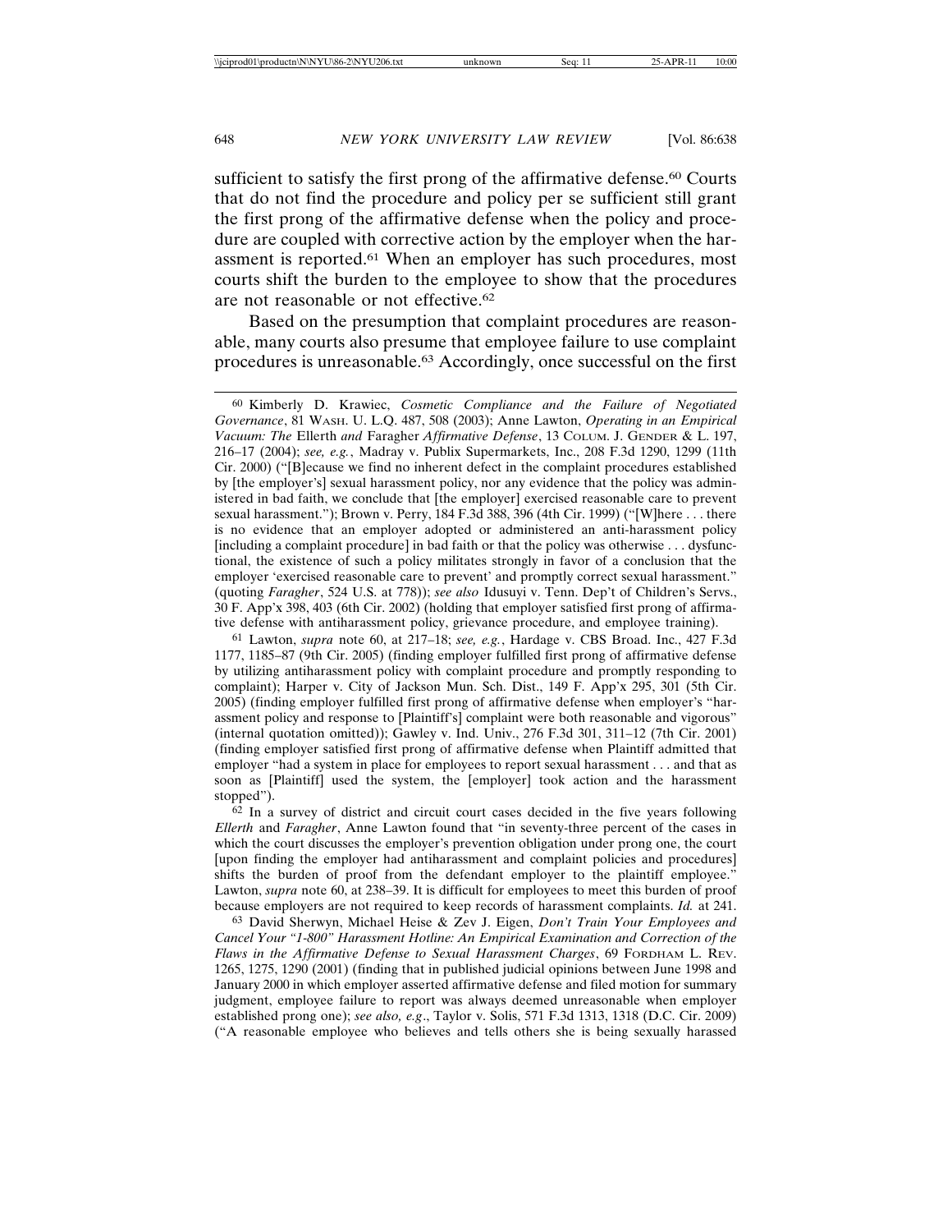sufficient to satisfy the first prong of the affirmative defense.[60] Courts that do not find the procedure and policy per se sufficient still grant the first prong of the affirmative defense when the policy and procedure are coupled with corrective action by the employer when the harassment is reported.[61] When an employer has such procedures, most courts shift the burden to the employee to show that the procedures are not reasonable or not effective.[62]

Based on the presumption that complaint procedures are reasonable, many courts also presume that employee failure to use complaint procedures is unreasonable.[63] Accordingly, once successful on the first

---

[60] Kimberly D. Krawiec, *Cosmetic Compliance and the Failure of Negotiated Governance*, 81 WASH. U. L.Q. 487, 508 (2003); Anne Lawton, *Operating in an Empirical Vacuum: The* Ellerth *and* Faragher *Affirmative Defense*, 13 COLUM. J. GENDER & L. 197, 216–17 (2004); *see, e.g.*, Madray v. Publix Supermarkets, Inc., 208 F.3d 1290, 1299 (11th Cir. 2000) ("[B]ecause we find no inherent defect in the complaint procedures established by [the employer's] sexual harassment policy, nor any evidence that the policy was administered in bad faith, we conclude that [the employer] exercised reasonable care to prevent sexual harassment."); Brown v. Perry, 184 F.3d 388, 396 (4th Cir. 1999) ("[W]here . . . there is no evidence that an employer adopted or administered an anti-harassment policy [including a complaint procedure] in bad faith or that the policy was otherwise . . . dysfunctional, the existence of such a policy militates strongly in favor of a conclusion that the employer 'exercised reasonable care to prevent' and promptly correct sexual harassment." (quoting *Faragher*, 524 U.S. at 778)); *see also* Idusuyi v. Tenn. Dep't of Children's Servs., 30 F. App'x 398, 403 (6th Cir. 2002) (holding that employer satisfied first prong of affirmative defense with antiharassment policy, grievance procedure, and employee training).

[61] Lawton, *supra* note 60, at 217–18; *see, e.g.*, Hardage v. CBS Broad. Inc., 427 F.3d 1177, 1185–87 (9th Cir. 2005) (finding employer fulfilled first prong of affirmative defense by utilizing antiharassment policy with complaint procedure and promptly responding to complaint); Harper v. City of Jackson Mun. Sch. Dist., 149 F. App'x 295, 301 (5th Cir. 2005) (finding employer fulfilled first prong of affirmative defense when employer's "harassment policy and response to [Plaintiff's] complaint were both reasonable and vigorous" (internal quotation omitted)); Gawley v. Ind. Univ., 276 F.3d 301, 311–12 (7th Cir. 2001) (finding employer satisfied first prong of affirmative defense when Plaintiff admitted that employer "had a system in place for employees to report sexual harassment . . . and that as soon as [Plaintiff] used the system, the [employer] took action and the harassment stopped").

[62] In a survey of district and circuit court cases decided in the five years following *Ellerth* and *Faragher*, Anne Lawton found that "in seventy-three percent of the cases in which the court discusses the employer's prevention obligation under prong one, the court [upon finding the employer had antiharassment and complaint policies and procedures] shifts the burden of proof from the defendant employer to the plaintiff employee." Lawton, *supra* note 60, at 238–39. It is difficult for employees to meet this burden of proof because employers are not required to keep records of harassment complaints. *Id.* at 241.

[63] David Sherwyn, Michael Heise & Zev J. Eigen, *Don't Train Your Employees and Cancel Your "1-800" Harassment Hotline: An Empirical Examination and Correction of the Flaws in the Affirmative Defense to Sexual Harassment Charges*, 69 FORDHAM L. REV. 1265, 1275, 1290 (2001) (finding that in published judicial opinions between June 1998 and January 2000 in which employer asserted affirmative defense and filed motion for summary judgment, employee failure to report was always deemed unreasonable when employer established prong one); *see also, e.g*., Taylor v. Solis, 571 F.3d 1313, 1318 (D.C. Cir. 2009) ("A reasonable employee who believes and tells others she is being sexually harassed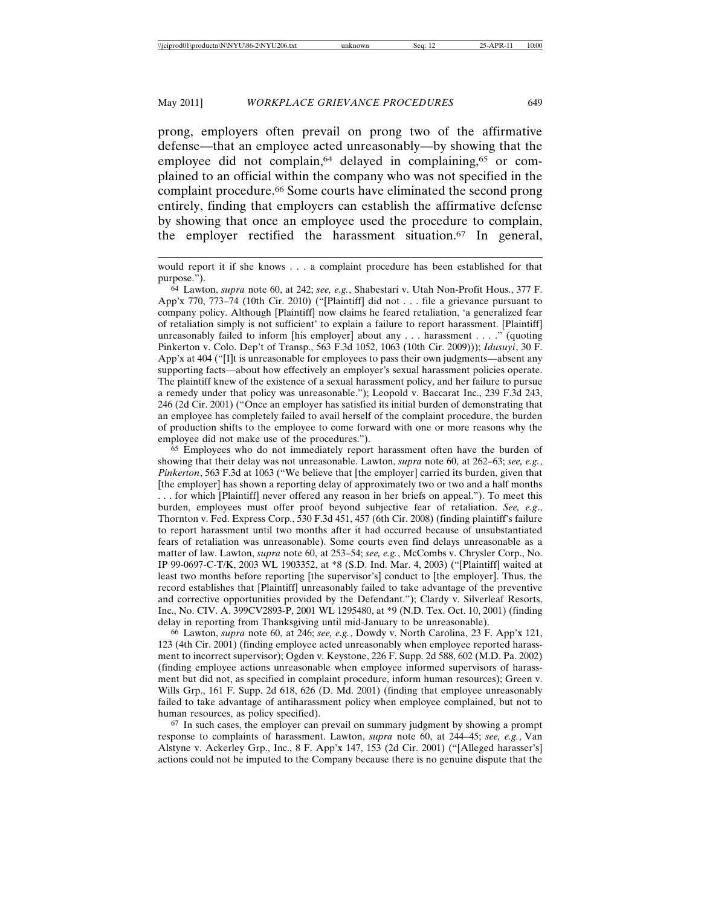prong, employers often prevail on prong two of the affirmative defense—that an employee acted unreasonably—by showing that the employee did not complain,[64] delayed in complaining,[65] or complained to an official within the company who was not specified in the complaint procedure.[66] Some courts have eliminated the second prong entirely, finding that employers can establish the affirmative defense by showing that once an employee used the procedure to complain, the employer rectified the harassment situation.[67] In general,

---

would report it if she knows . . . a complaint procedure has been established for that purpose.").

[64] Lawton, *supra* note 60, at 242; *see, e.g.*, Shabestari v. Utah Non-Profit Hous., 377 F. App'x 770, 773–74 (10th Cir. 2010) ("[Plaintiff] did not . . . file a grievance pursuant to company policy. Although [Plaintiff] now claims he feared retaliation, 'a generalized fear of retaliation simply is not sufficient' to explain a failure to report harassment. [Plaintiff] unreasonably failed to inform [his employer] about any . . . harassment . . . ." (quoting Pinkerton v. Colo. Dep't of Transp., 563 F.3d 1052, 1063 (10th Cir. 2009))); *Idusuyi*, 30 F. App'x at 404 ("[I]t is unreasonable for employees to pass their own judgments—absent any supporting facts—about how effectively an employer's sexual harassment policies operate. The plaintiff knew of the existence of a sexual harassment policy, and her failure to pursue a remedy under that policy was unreasonable."); Leopold v. Baccarat Inc., 239 F.3d 243, 246 (2d Cir. 2001) ("Once an employer has satisfied its initial burden of demonstrating that an employee has completely failed to avail herself of the complaint procedure, the burden of production shifts to the employee to come forward with one or more reasons why the employee did not make use of the procedures.").

[65] Employees who do not immediately report harassment often have the burden of showing that their delay was not unreasonable. Lawton, *supra* note 60, at 262–63; *see, e.g.*, *Pinkerton*, 563 F.3d at 1063 ("We believe that [the employer] carried its burden, given that [the employer] has shown a reporting delay of approximately two or two and a half months . . . for which [Plaintiff] never offered any reason in her briefs on appeal."). To meet this burden, employees must offer proof beyond subjective fear of retaliation. *See, e.g.*, Thornton v. Fed. Express Corp., 530 F.3d 451, 457 (6th Cir. 2008) (finding plaintiff's failure to report harassment until two months after it had occurred because of unsubstantiated fears of retaliation was unreasonable). Some courts even find delays unreasonable as a matter of law. Lawton, *supra* note 60, at 253–54; *see, e.g.*, McCombs v. Chrysler Corp., No. IP 99-0697-C-T/K, 2003 WL 1903352, at *8 (S.D. Ind. Mar. 4, 2003) ("[Plaintiff] waited at least two months before reporting [the supervisor's] conduct to [the employer]. Thus, the record establishes that [Plaintiff] unreasonably failed to take advantage of the preventive and corrective opportunities provided by the Defendant."); Clardy v. Silverleaf Resorts, Inc., No. CIV. A. 399CV2893-P, 2001 WL 1295480, at *9 (N.D. Tex. Oct. 10, 2001) (finding delay in reporting from Thanksgiving until mid-January to be unreasonable).

[66] Lawton, *supra* note 60, at 246; *see, e.g.*, Dowdy v. North Carolina, 23 F. App'x 121, 123 (4th Cir. 2001) (finding employee acted unreasonably when employee reported harassment to incorrect supervisor); Ogden v. Keystone, 226 F. Supp. 2d 588, 602 (M.D. Pa. 2002) (finding employee actions unreasonable when employee informed supervisors of harassment but did not, as specified in complaint procedure, inform human resources); Green v. Wills Grp., 161 F. Supp. 2d 618, 626 (D. Md. 2001) (finding that employee unreasonably failed to take advantage of antiharassment policy when employee complained, but not to human resources, as policy specified).

[67] In such cases, the employer can prevail on summary judgment by showing a prompt response to complaints of harassment. Lawton, *supra* note 60, at 244–45; *see, e.g.*, Van Alstyne v. Ackerley Grp., Inc., 8 F. App'x 147, 153 (2d Cir. 2001) ("[Alleged harasser's] actions could not be imputed to the Company because there is no genuine dispute that the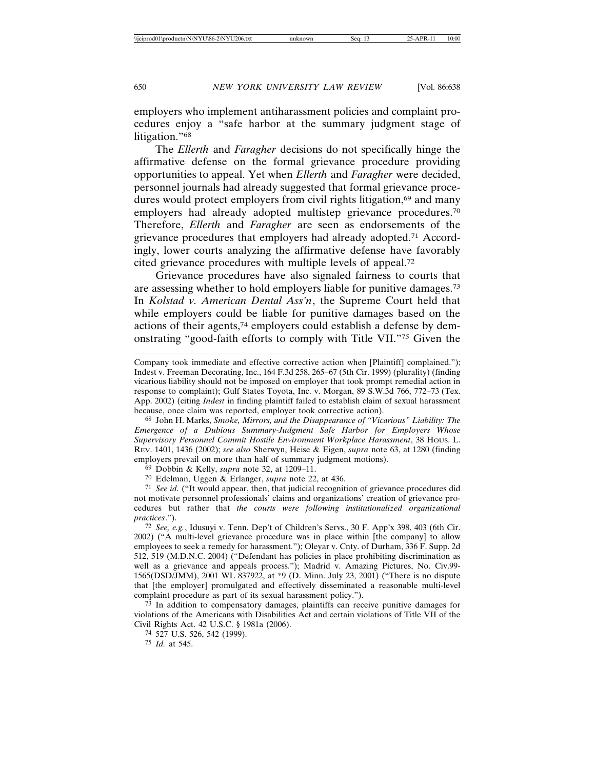employers who implement antiharassment policies and complaint procedures enjoy a "safe harbor at the summary judgment stage of litigation."[68]

The *Ellerth* and *Faragher* decisions do not specifically hinge the affirmative defense on the formal grievance procedure providing opportunities to appeal. Yet when *Ellerth* and *Faragher* were decided, personnel journals had already suggested that formal grievance procedures would protect employers from civil rights litigation,[69] and many employers had already adopted multistep grievance procedures.[70] Therefore, *Ellerth* and *Faragher* are seen as endorsements of the grievance procedures that employers had already adopted.[71] Accordingly, lower courts analyzing the affirmative defense have favorably cited grievance procedures with multiple levels of appeal.[72]

Grievance procedures have also signaled fairness to courts that are assessing whether to hold employers liable for punitive damages.[73] In *Kolstad v. American Dental Ass'n*, the Supreme Court held that while employers could be liable for punitive damages based on the actions of their agents,[74] employers could establish a defense by demonstrating "good-faith efforts to comply with Title VII."[75] Given the

---

Company took immediate and effective corrective action when [Plaintiff] complained."); Indest v. Freeman Decorating, Inc., 164 F.3d 258, 265–67 (5th Cir. 1999) (plurality) (finding vicarious liability should not be imposed on employer that took prompt remedial action in response to complaint); Gulf States Toyota, Inc. v. Morgan, 89 S.W.3d 766, 772–73 (Tex. App. 2002) (citing *Indest* in finding plaintiff failed to establish claim of sexual harassment because, once claim was reported, employer took corrective action).

[68] John H. Marks, *Smoke, Mirrors, and the Disappearance of "Vicarious" Liability: The Emergence of a Dubious Summary-Judgment Safe Harbor for Employers Whose Supervisory Personnel Commit Hostile Environment Workplace Harassment*, 38 HOUS. L. REV. 1401, 1436 (2002); *see also* Sherwyn, Heise & Eigen, *supra* note 63, at 1280 (finding employers prevail on more than half of summary judgment motions).

[69] Dobbin & Kelly, *supra* note 32, at 1209–11.

[70] Edelman, Uggen & Erlanger, *supra* note 22, at 436.

[71] *See id.* ("It would appear, then, that judicial recognition of grievance procedures did not motivate personnel professionals' claims and organizations' creation of grievance procedures but rather that *the courts were following institutionalized organizational practices*.").

[72] *See, e.g.*, Idusuyi v. Tenn. Dep't of Children's Servs., 30 F. App'x 398, 403 (6th Cir. 2002) ("A multi-level grievance procedure was in place within [the company] to allow employees to seek a remedy for harassment."); Oleyar v. Cnty. of Durham, 336 F. Supp. 2d 512, 519 (M.D.N.C. 2004) ("Defendant has policies in place prohibiting discrimination as well as a grievance and appeals process."); Madrid v. Amazing Pictures, No. Civ.99-1565(DSD/JMM), 2001 WL 837922, at *9 (D. Minn. July 23, 2001) ("There is no dispute that [the employer] promulgated and effectively disseminated a reasonable multi-level complaint procedure as part of its sexual harassment policy.").

[73] In addition to compensatory damages, plaintiffs can receive punitive damages for violations of the Americans with Disabilities Act and certain violations of Title VII of the Civil Rights Act. 42 U.S.C. § 1981a (2006).

[74] 527 U.S. 526, 542 (1999).

[75] *Id.* at 545.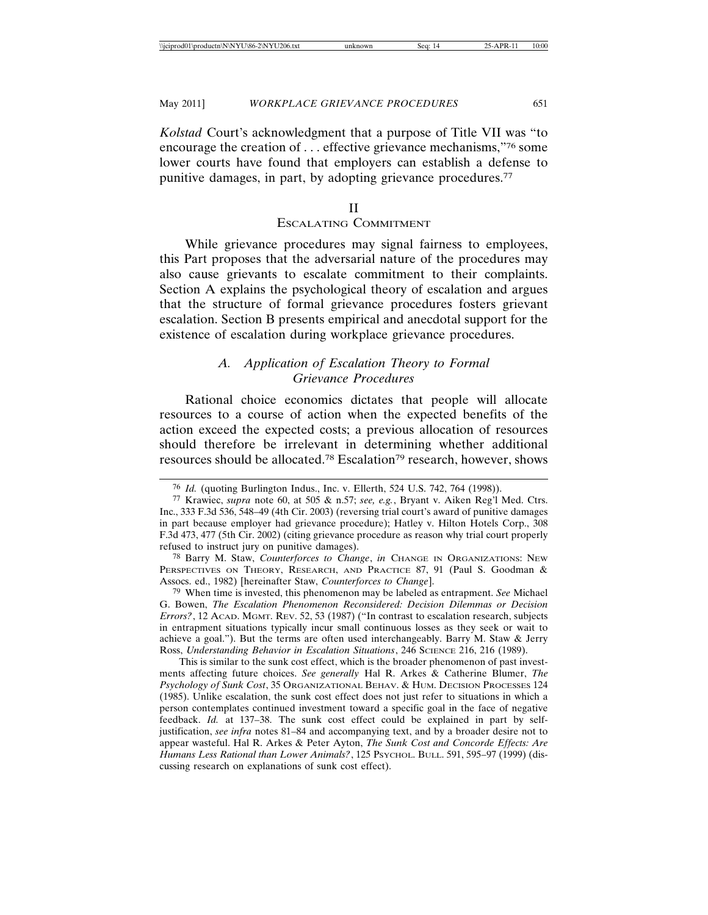*Kolstad* Court's acknowledgment that a purpose of Title VII was "to encourage the creation of . . . effective grievance mechanisms,"[76] some lower courts have found that employers can establish a defense to punitive damages, in part, by adopting grievance procedures.[77]

## II
## Escalating Commitment

While grievance procedures may signal fairness to employees, this Part proposes that the adversarial nature of the procedures may also cause grievants to escalate commitment to their complaints. Section A explains the psychological theory of escalation and argues that the structure of formal grievance procedures fosters grievant escalation. Section B presents empirical and anecdotal support for the existence of escalation during workplace grievance procedures.

### *A. Application of Escalation Theory to Formal Grievance Procedures*

Rational choice economics dictates that people will allocate resources to a course of action when the expected benefits of the action exceed the expected costs; a previous allocation of resources should therefore be irrelevant in determining whether additional resources should be allocated.[78] Escalation[79] research, however, shows

---

[76] *Id.* (quoting Burlington Indus., Inc. v. Ellerth, 524 U.S. 742, 764 (1998)).

[77] Krawiec, *supra* note 60, at 505 & n.57; *see, e.g.*, Bryant v. Aiken Reg'l Med. Ctrs. Inc., 333 F.3d 536, 548–49 (4th Cir. 2003) (reversing trial court's award of punitive damages in part because employer had grievance procedure); Hatley v. Hilton Hotels Corp., 308 F.3d 473, 477 (5th Cir. 2002) (citing grievance procedure as reason why trial court properly refused to instruct jury on punitive damages).

[78] Barry M. Staw, *Counterforces to Change*, *in* Change in Organizations: New Perspectives on Theory, Research, and Practice 87, 91 (Paul S. Goodman & Assocs. ed., 1982) [hereinafter Staw, *Counterforces to Change*].

[79] When time is invested, this phenomenon may be labeled as entrapment. *See* Michael G. Bowen, *The Escalation Phenomenon Reconsidered: Decision Dilemmas or Decision Errors?*, 12 Acad. Mgmt. Rev. 52, 53 (1987) ("In contrast to escalation research, subjects in entrapment situations typically incur small continuous losses as they seek or wait to achieve a goal."). But the terms are often used interchangeably. Barry M. Staw & Jerry Ross, *Understanding Behavior in Escalation Situations*, 246 Science 216, 216 (1989).

This is similar to the sunk cost effect, which is the broader phenomenon of past investments affecting future choices. *See generally* Hal R. Arkes & Catherine Blumer, *The Psychology of Sunk Cost*, 35 Organizational Behav. & Hum. Decision Processes 124 (1985). Unlike escalation, the sunk cost effect does not just refer to situations in which a person contemplates continued investment toward a specific goal in the face of negative feedback. *Id.* at 137–38. The sunk cost effect could be explained in part by self-justification, *see infra* notes 81–84 and accompanying text, and by a broader desire not to appear wasteful. Hal R. Arkes & Peter Ayton, *The Sunk Cost and Concorde Effects: Are Humans Less Rational than Lower Animals?*, 125 Psychol. Bull. 591, 595–97 (1999) (discussing research on explanations of sunk cost effect).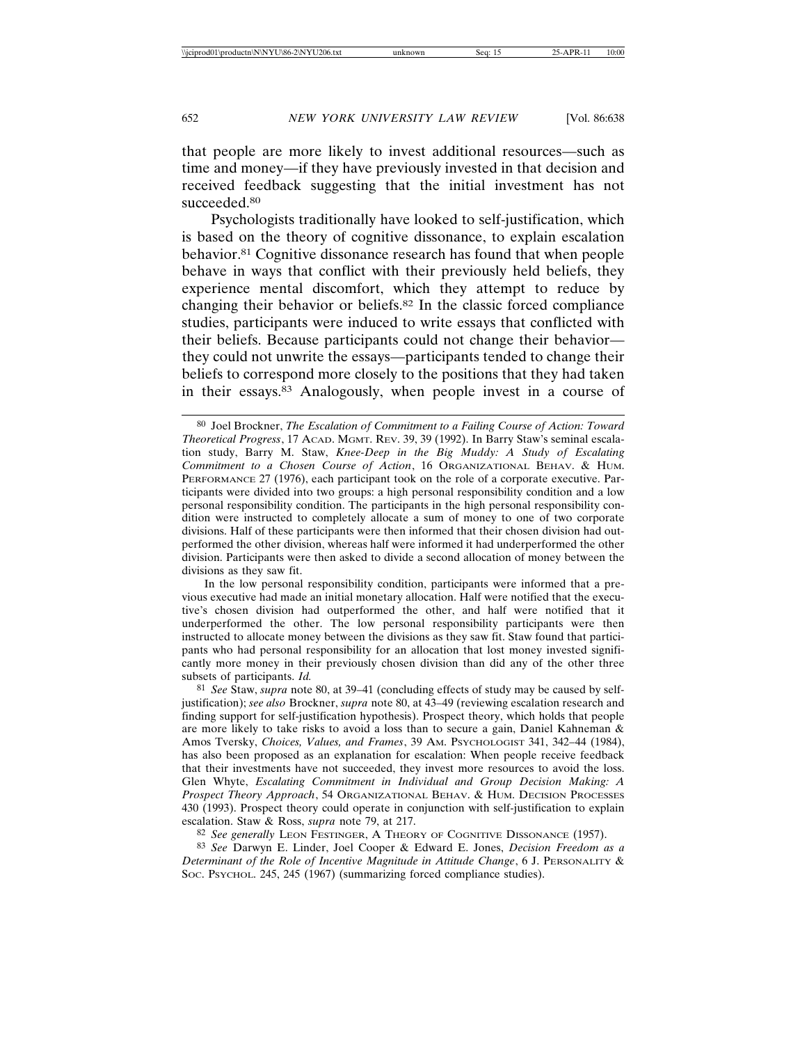that people are more likely to invest additional resources—such as time and money—if they have previously invested in that decision and received feedback suggesting that the initial investment has not succeeded.[80]

Psychologists traditionally have looked to self-justification, which is based on the theory of cognitive dissonance, to explain escalation behavior.[81] Cognitive dissonance research has found that when people behave in ways that conflict with their previously held beliefs, they experience mental discomfort, which they attempt to reduce by changing their behavior or beliefs.[82] In the classic forced compliance studies, participants were induced to write essays that conflicted with their beliefs. Because participants could not change their behavior—they could not unwrite the essays—participants tended to change their beliefs to correspond more closely to the positions that they had taken in their essays.[83] Analogously, when people invest in a course of

---

[80] Joel Brockner, *The Escalation of Commitment to a Failing Course of Action: Toward Theoretical Progress*, 17 ACAD. MGMT. REV. 39, 39 (1992). In Barry Staw's seminal escalation study, Barry M. Staw, *Knee-Deep in the Big Muddy: A Study of Escalating Commitment to a Chosen Course of Action*, 16 ORGANIZATIONAL BEHAV. & HUM. PERFORMANCE 27 (1976), each participant took on the role of a corporate executive. Participants were divided into two groups: a high personal responsibility condition and a low personal responsibility condition. The participants in the high personal responsibility condition were instructed to completely allocate a sum of money to one of two corporate divisions. Half of these participants were then informed that their chosen division had outperformed the other division, whereas half were informed it had underperformed the other division. Participants were then asked to divide a second allocation of money between the divisions as they saw fit.

In the low personal responsibility condition, participants were informed that a previous executive had made an initial monetary allocation. Half were notified that the executive's chosen division had outperformed the other, and half were notified that it underperformed the other. The low personal responsibility participants were then instructed to allocate money between the divisions as they saw fit. Staw found that participants who had personal responsibility for an allocation that lost money invested significantly more money in their previously chosen division than did any of the other three subsets of participants. *Id.*

[81] *See* Staw, *supra* note 80, at 39–41 (concluding effects of study may be caused by self-justification); *see also* Brockner, *supra* note 80, at 43–49 (reviewing escalation research and finding support for self-justification hypothesis). Prospect theory, which holds that people are more likely to take risks to avoid a loss than to secure a gain, Daniel Kahneman & Amos Tversky, *Choices, Values, and Frames*, 39 AM. PSYCHOLOGIST 341, 342–44 (1984), has also been proposed as an explanation for escalation: When people receive feedback that their investments have not succeeded, they invest more resources to avoid the loss. Glen Whyte, *Escalating Commitment in Individual and Group Decision Making: A Prospect Theory Approach*, 54 ORGANIZATIONAL BEHAV. & HUM. DECISION PROCESSES 430 (1993). Prospect theory could operate in conjunction with self-justification to explain escalation. Staw & Ross, *supra* note 79, at 217.

[82] *See generally* LEON FESTINGER, A THEORY OF COGNITIVE DISSONANCE (1957).

[83] *See* Darwyn E. Linder, Joel Cooper & Edward E. Jones, *Decision Freedom as a Determinant of the Role of Incentive Magnitude in Attitude Change*, 6 J. PERSONALITY & SOC. PSYCHOL. 245, 245 (1967) (summarizing forced compliance studies).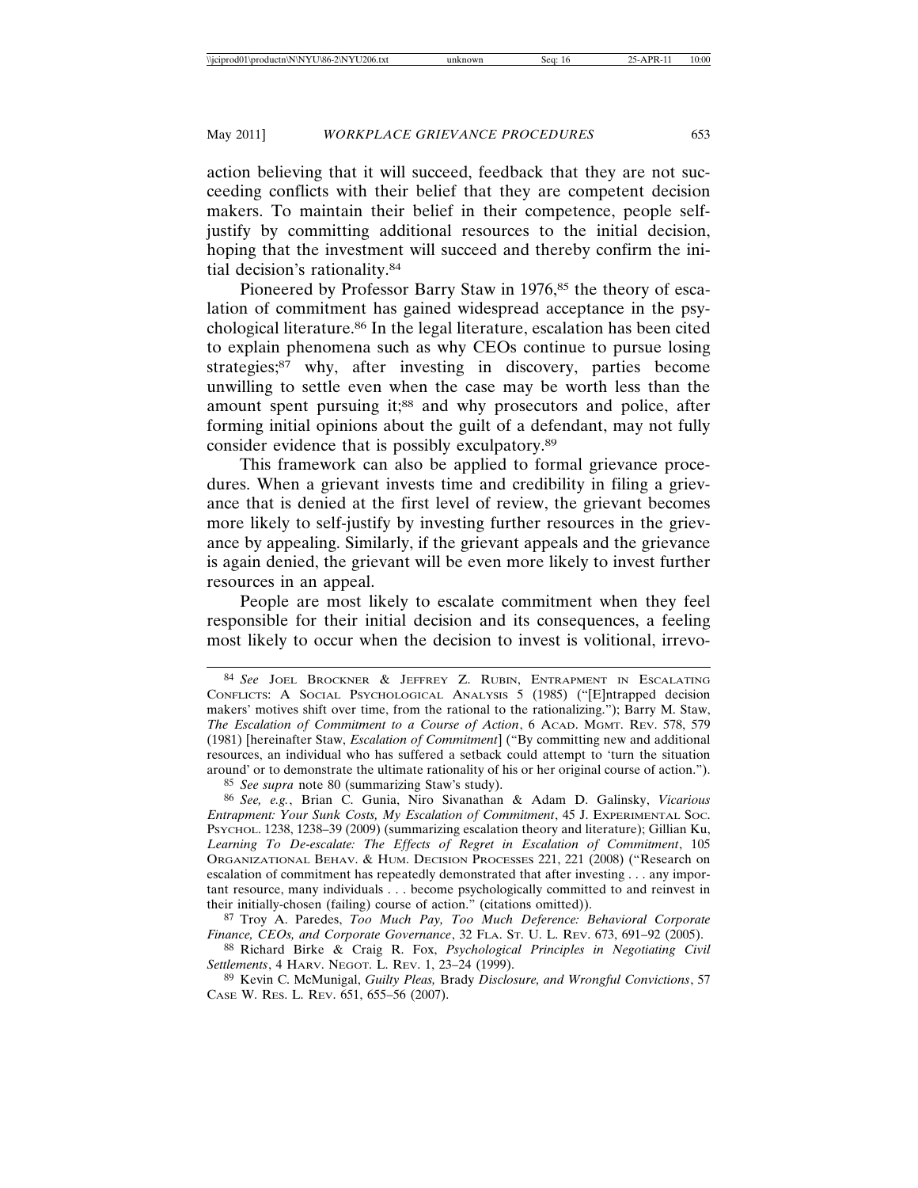action believing that it will succeed, feedback that they are not succeeding conflicts with their belief that they are competent decision makers. To maintain their belief in their competence, people self-justify by committing additional resources to the initial decision, hoping that the investment will succeed and thereby confirm the initial decision's rationality.[84]

Pioneered by Professor Barry Staw in 1976,[85] the theory of escalation of commitment has gained widespread acceptance in the psychological literature.[86] In the legal literature, escalation has been cited to explain phenomena such as why CEOs continue to pursue losing strategies;[87] why, after investing in discovery, parties become unwilling to settle even when the case may be worth less than the amount spent pursuing it;[88] and why prosecutors and police, after forming initial opinions about the guilt of a defendant, may not fully consider evidence that is possibly exculpatory.[89]

This framework can also be applied to formal grievance procedures. When a grievant invests time and credibility in filing a grievance that is denied at the first level of review, the grievant becomes more likely to self-justify by investing further resources in the grievance by appealing. Similarly, if the grievant appeals and the grievance is again denied, the grievant will be even more likely to invest further resources in an appeal.

People are most likely to escalate commitment when they feel responsible for their initial decision and its consequences, a feeling most likely to occur when the decision to invest is volitional, irrevo-

---

[84] *See* JOEL BROCKNER & JEFFREY Z. RUBIN, ENTRAPMENT IN ESCALATING CONFLICTS: A SOCIAL PSYCHOLOGICAL ANALYSIS 5 (1985) ("[E]ntrapped decision makers' motives shift over time, from the rational to the rationalizing."); Barry M. Staw, *The Escalation of Commitment to a Course of Action*, 6 ACAD. MGMT. REV. 578, 579 (1981) [hereinafter Staw, *Escalation of Commitment*] ("By committing new and additional resources, an individual who has suffered a setback could attempt to 'turn the situation around' or to demonstrate the ultimate rationality of his or her original course of action.").

[85] *See supra* note 80 (summarizing Staw's study).

[86] *See, e.g.*, Brian C. Gunia, Niro Sivanathan & Adam D. Galinsky, *Vicarious Entrapment: Your Sunk Costs, My Escalation of Commitment*, 45 J. EXPERIMENTAL SOC. PSYCHOL. 1238, 1238–39 (2009) (summarizing escalation theory and literature); Gillian Ku, *Learning To De-escalate: The Effects of Regret in Escalation of Commitment*, 105 ORGANIZATIONAL BEHAV. & HUM. DECISION PROCESSES 221, 221 (2008) ("Research on escalation of commitment has repeatedly demonstrated that after investing . . . any important resource, many individuals . . . become psychologically committed to and reinvest in their initially-chosen (failing) course of action." (citations omitted)).

[87] Troy A. Paredes, *Too Much Pay, Too Much Deference: Behavioral Corporate Finance, CEOs, and Corporate Governance*, 32 FLA. ST. U. L. REV. 673, 691–92 (2005).

[88] Richard Birke & Craig R. Fox, *Psychological Principles in Negotiating Civil Settlements*, 4 HARV. NEGOT. L. REV. 1, 23–24 (1999).

[89] Kevin C. McMunigal, *Guilty Pleas,* Brady *Disclosure, and Wrongful Convictions*, 57 CASE W. RES. L. REV. 651, 655–56 (2007).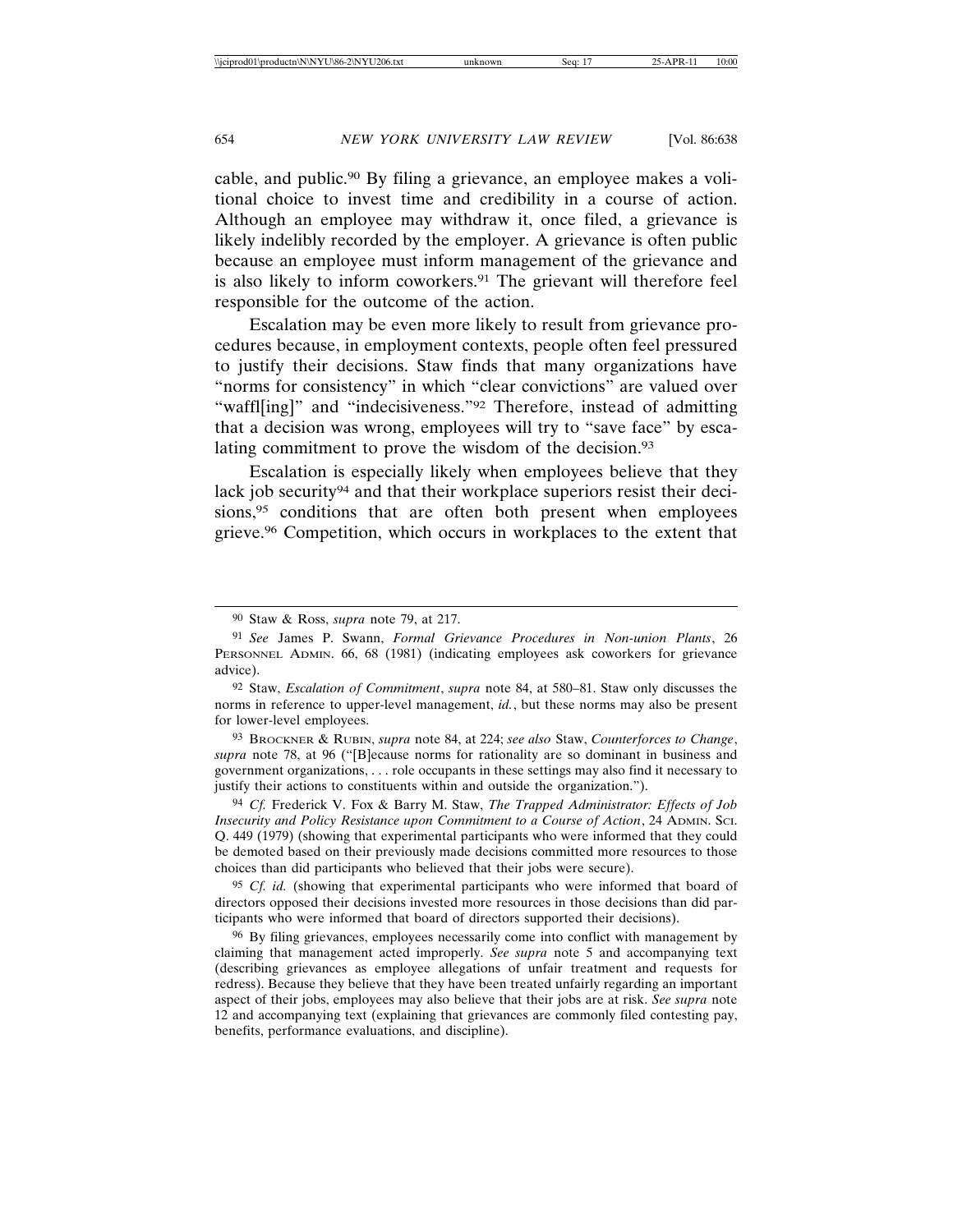cable, and public.[90] By filing a grievance, an employee makes a volitional choice to invest time and credibility in a course of action. Although an employee may withdraw it, once filed, a grievance is likely indelibly recorded by the employer. A grievance is often public because an employee must inform management of the grievance and is also likely to inform coworkers.[91] The grievant will therefore feel responsible for the outcome of the action.

Escalation may be even more likely to result from grievance procedures because, in employment contexts, people often feel pressured to justify their decisions. Staw finds that many organizations have "norms for consistency" in which "clear convictions" are valued over "waffl[ing]" and "indecisiveness."[92] Therefore, instead of admitting that a decision was wrong, employees will try to "save face" by escalating commitment to prove the wisdom of the decision.[93]

Escalation is especially likely when employees believe that they lack job security[94] and that their workplace superiors resist their decisions,[95] conditions that are often both present when employees grieve.[96] Competition, which occurs in workplaces to the extent that

---

[90] Staw & Ross, *supra* note 79, at 217.

[91] *See* James P. Swann, *Formal Grievance Procedures in Non-union Plants*, 26 PERSONNEL ADMIN. 66, 68 (1981) (indicating employees ask coworkers for grievance advice).

[92] Staw, *Escalation of Commitment*, *supra* note 84, at 580–81. Staw only discusses the norms in reference to upper-level management, *id.*, but these norms may also be present for lower-level employees.

[93] BROCKNER & RUBIN, *supra* note 84, at 224; *see also* Staw, *Counterforces to Change*, *supra* note 78, at 96 ("[B]ecause norms for rationality are so dominant in business and government organizations, . . . role occupants in these settings may also find it necessary to justify their actions to constituents within and outside the organization.").

[94] *Cf.* Frederick V. Fox & Barry M. Staw, *The Trapped Administrator: Effects of Job Insecurity and Policy Resistance upon Commitment to a Course of Action*, 24 ADMIN. SCI. Q. 449 (1979) (showing that experimental participants who were informed that they could be demoted based on their previously made decisions committed more resources to those choices than did participants who believed that their jobs were secure).

[95] *Cf. id.* (showing that experimental participants who were informed that board of directors opposed their decisions invested more resources in those decisions than did participants who were informed that board of directors supported their decisions).

[96] By filing grievances, employees necessarily come into conflict with management by claiming that management acted improperly. *See supra* note 5 and accompanying text (describing grievances as employee allegations of unfair treatment and requests for redress). Because they believe that they have been treated unfairly regarding an important aspect of their jobs, employees may also believe that their jobs are at risk. *See supra* note 12 and accompanying text (explaining that grievances are commonly filed contesting pay, benefits, performance evaluations, and discipline).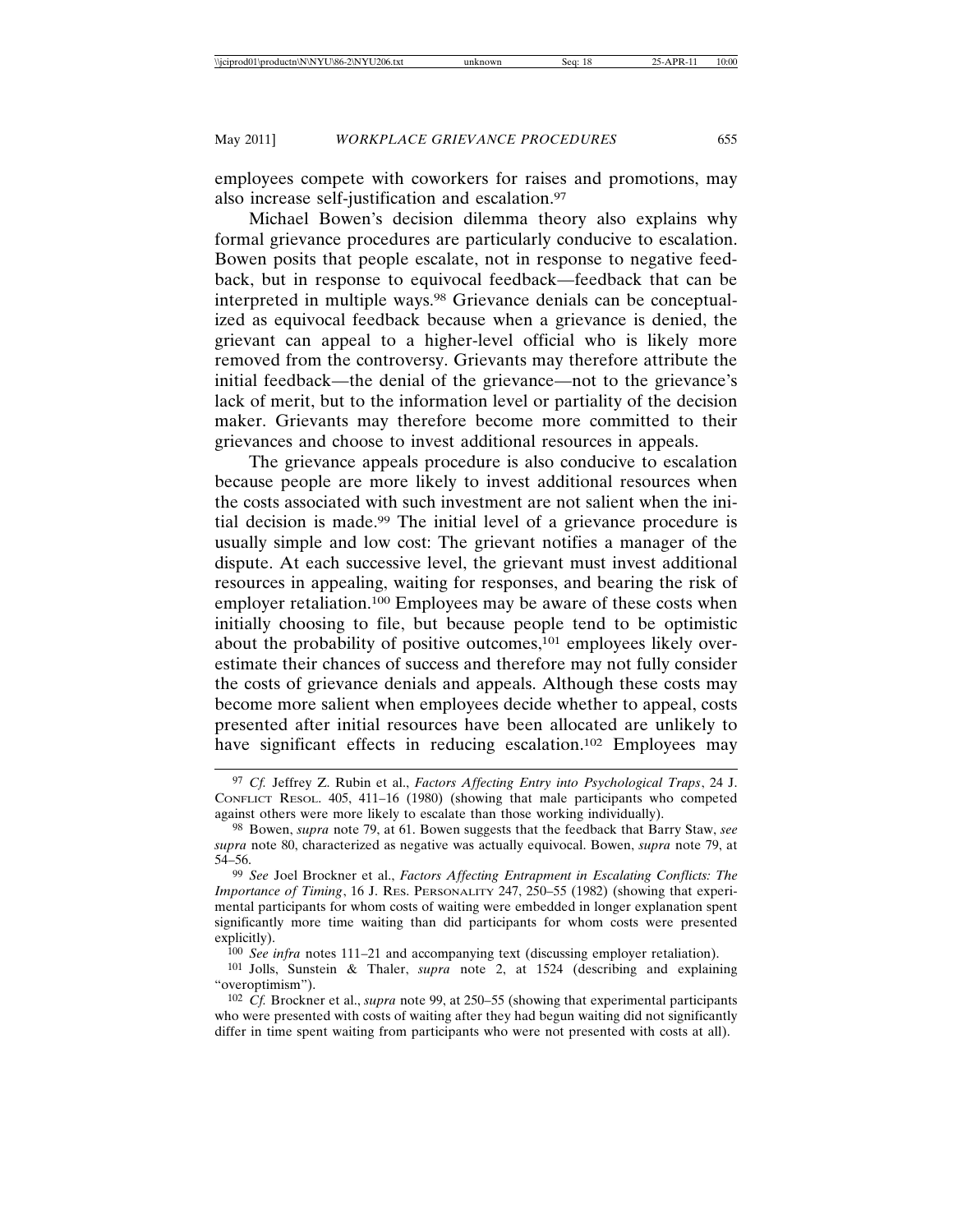employees compete with coworkers for raises and promotions, may also increase self-justification and escalation.[97]

Michael Bowen's decision dilemma theory also explains why formal grievance procedures are particularly conducive to escalation. Bowen posits that people escalate, not in response to negative feedback, but in response to equivocal feedback—feedback that can be interpreted in multiple ways.[98] Grievance denials can be conceptualized as equivocal feedback because when a grievance is denied, the grievant can appeal to a higher-level official who is likely more removed from the controversy. Grievants may therefore attribute the initial feedback—the denial of the grievance—not to the grievance's lack of merit, but to the information level or partiality of the decision maker. Grievants may therefore become more committed to their grievances and choose to invest additional resources in appeals.

The grievance appeals procedure is also conducive to escalation because people are more likely to invest additional resources when the costs associated with such investment are not salient when the initial decision is made.[99] The initial level of a grievance procedure is usually simple and low cost: The grievant notifies a manager of the dispute. At each successive level, the grievant must invest additional resources in appealing, waiting for responses, and bearing the risk of employer retaliation.[100] Employees may be aware of these costs when initially choosing to file, but because people tend to be optimistic about the probability of positive outcomes,[101] employees likely overestimate their chances of success and therefore may not fully consider the costs of grievance denials and appeals. Although these costs may become more salient when employees decide whether to appeal, costs presented after initial resources have been allocated are unlikely to have significant effects in reducing escalation.[102] Employees may

---

[97] *Cf.* Jeffrey Z. Rubin et al., *Factors Affecting Entry into Psychological Traps*, 24 J. CONFLICT RESOL. 405, 411–16 (1980) (showing that male participants who competed against others were more likely to escalate than those working individually).

[98] Bowen, *supra* note 79, at 61. Bowen suggests that the feedback that Barry Staw, *see supra* note 80, characterized as negative was actually equivocal. Bowen, *supra* note 79, at 54–56.

[99] *See* Joel Brockner et al., *Factors Affecting Entrapment in Escalating Conflicts: The Importance of Timing*, 16 J. RES. PERSONALITY 247, 250–55 (1982) (showing that experimental participants for whom costs of waiting were embedded in longer explanation spent significantly more time waiting than did participants for whom costs were presented explicitly).

[100] *See infra* notes 111–21 and accompanying text (discussing employer retaliation).

[101] Jolls, Sunstein & Thaler, *supra* note 2, at 1524 (describing and explaining "overoptimism").

[102] *Cf.* Brockner et al., *supra* note 99, at 250–55 (showing that experimental participants who were presented with costs of waiting after they had begun waiting did not significantly differ in time spent waiting from participants who were not presented with costs at all).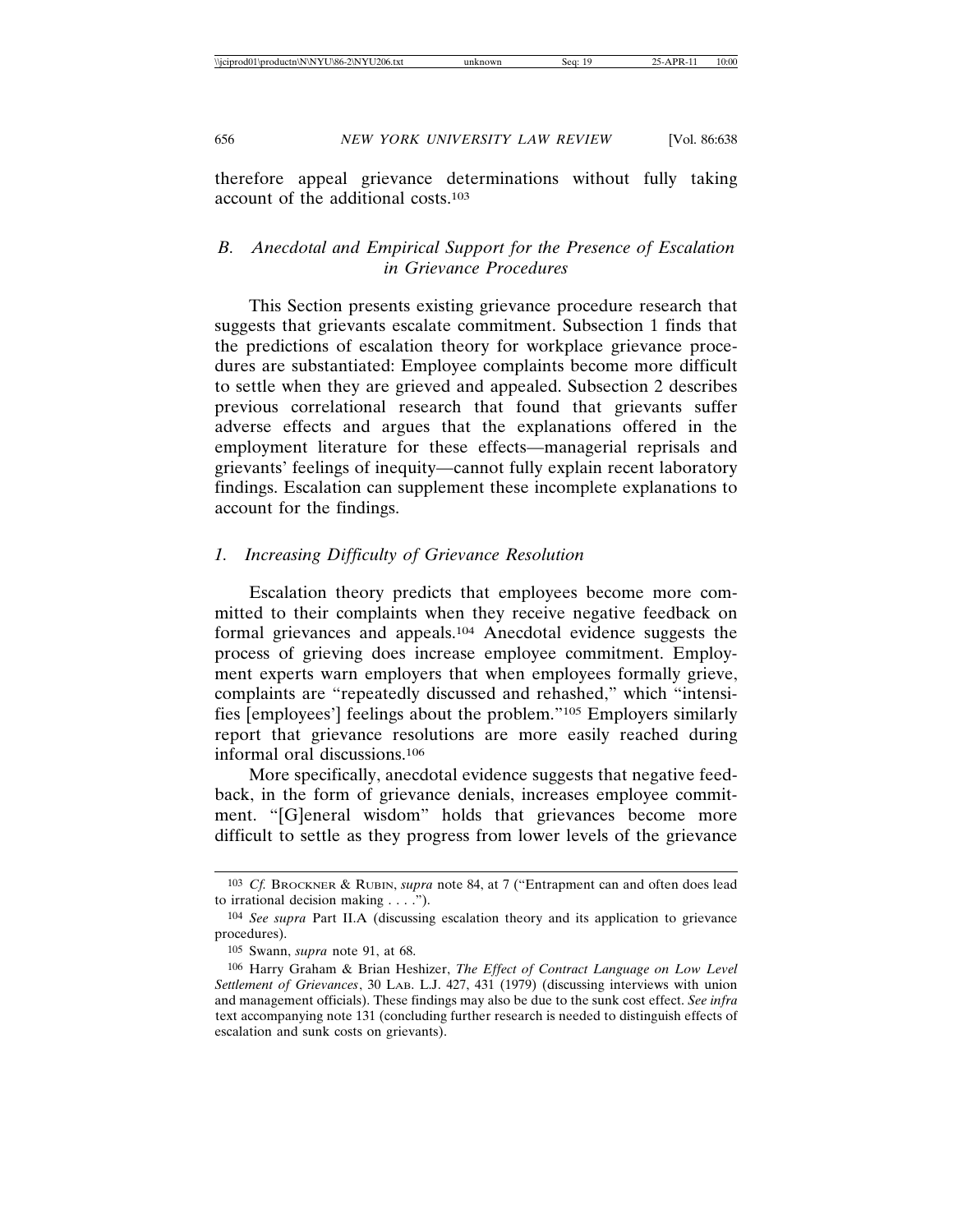therefore appeal grievance determinations without fully taking account of the additional costs.[103]

### B. Anecdotal and Empirical Support for the Presence of Escalation in Grievance Procedures

This Section presents existing grievance procedure research that suggests that grievants escalate commitment. Subsection 1 finds that the predictions of escalation theory for workplace grievance procedures are substantiated: Employee complaints become more difficult to settle when they are grieved and appealed. Subsection 2 describes previous correlational research that found that grievants suffer adverse effects and argues that the explanations offered in the employment literature for these effects—managerial reprisals and grievants' feelings of inequity—cannot fully explain recent laboratory findings. Escalation can supplement these incomplete explanations to account for the findings.

#### 1. Increasing Difficulty of Grievance Resolution

Escalation theory predicts that employees become more committed to their complaints when they receive negative feedback on formal grievances and appeals.[104] Anecdotal evidence suggests the process of grieving does increase employee commitment. Employment experts warn employers that when employees formally grieve, complaints are "repeatedly discussed and rehashed," which "intensifies [employees'] feelings about the problem."[105] Employers similarly report that grievance resolutions are more easily reached during informal oral discussions.[106]

More specifically, anecdotal evidence suggests that negative feedback, in the form of grievance denials, increases employee commitment. "[G]eneral wisdom" holds that grievances become more difficult to settle as they progress from lower levels of the grievance

---

[103] *Cf.* Brockner & Rubin, *supra* note 84, at 7 ("Entrapment can and often does lead to irrational decision making . . . .").

[104] *See supra* Part II.A (discussing escalation theory and its application to grievance procedures).

[105] Swann, *supra* note 91, at 68.

[106] Harry Graham & Brian Heshizer, *The Effect of Contract Language on Low Level Settlement of Grievances*, 30 Lab. L.J. 427, 431 (1979) (discussing interviews with union and management officials). These findings may also be due to the sunk cost effect. *See infra* text accompanying note 131 (concluding further research is needed to distinguish effects of escalation and sunk costs on grievants).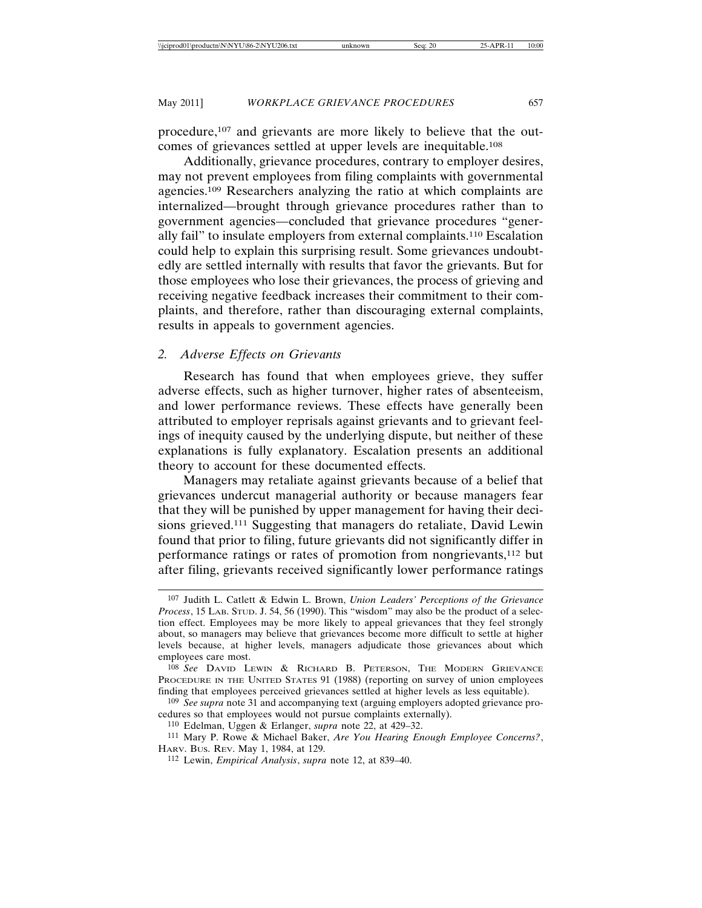procedure,[107] and grievants are more likely to believe that the outcomes of grievances settled at upper levels are inequitable.[108]

Additionally, grievance procedures, contrary to employer desires, may not prevent employees from filing complaints with governmental agencies.[109] Researchers analyzing the ratio at which complaints are internalized—brought through grievance procedures rather than to government agencies—concluded that grievance procedures "generally fail" to insulate employers from external complaints.[110] Escalation could help to explain this surprising result. Some grievances undoubtedly are settled internally with results that favor the grievants. But for those employees who lose their grievances, the process of grieving and receiving negative feedback increases their commitment to their complaints, and therefore, rather than discouraging external complaints, results in appeals to government agencies.

### 2. *Adverse Effects on Grievants*

Research has found that when employees grieve, they suffer adverse effects, such as higher turnover, higher rates of absenteeism, and lower performance reviews. These effects have generally been attributed to employer reprisals against grievants and to grievant feelings of inequity caused by the underlying dispute, but neither of these explanations is fully explanatory. Escalation presents an additional theory to account for these documented effects.

Managers may retaliate against grievants because of a belief that grievances undercut managerial authority or because managers fear that they will be punished by upper management for having their decisions grieved.[111] Suggesting that managers do retaliate, David Lewin found that prior to filing, future grievants did not significantly differ in performance ratings or rates of promotion from nongrievants,[112] but after filing, grievants received significantly lower performance ratings

---

[107] Judith L. Catlett & Edwin L. Brown, *Union Leaders' Perceptions of the Grievance Process*, 15 LAB. STUD. J. 54, 56 (1990). This "wisdom" may also be the product of a selection effect. Employees may be more likely to appeal grievances that they feel strongly about, so managers may believe that grievances become more difficult to settle at higher levels because, at higher levels, managers adjudicate those grievances about which employees care most.

[108] *See* DAVID LEWIN & RICHARD B. PETERSON, THE MODERN GRIEVANCE PROCEDURE IN THE UNITED STATES 91 (1988) (reporting on survey of union employees finding that employees perceived grievances settled at higher levels as less equitable).

[109] *See supra* note 31 and accompanying text (arguing employers adopted grievance procedures so that employees would not pursue complaints externally).

[110] Edelman, Uggen & Erlanger, *supra* note 22, at 429–32.

[111] Mary P. Rowe & Michael Baker, *Are You Hearing Enough Employee Concerns?*, HARV. BUS. REV. May 1, 1984, at 129.

[112] Lewin, *Empirical Analysis*, *supra* note 12, at 839–40.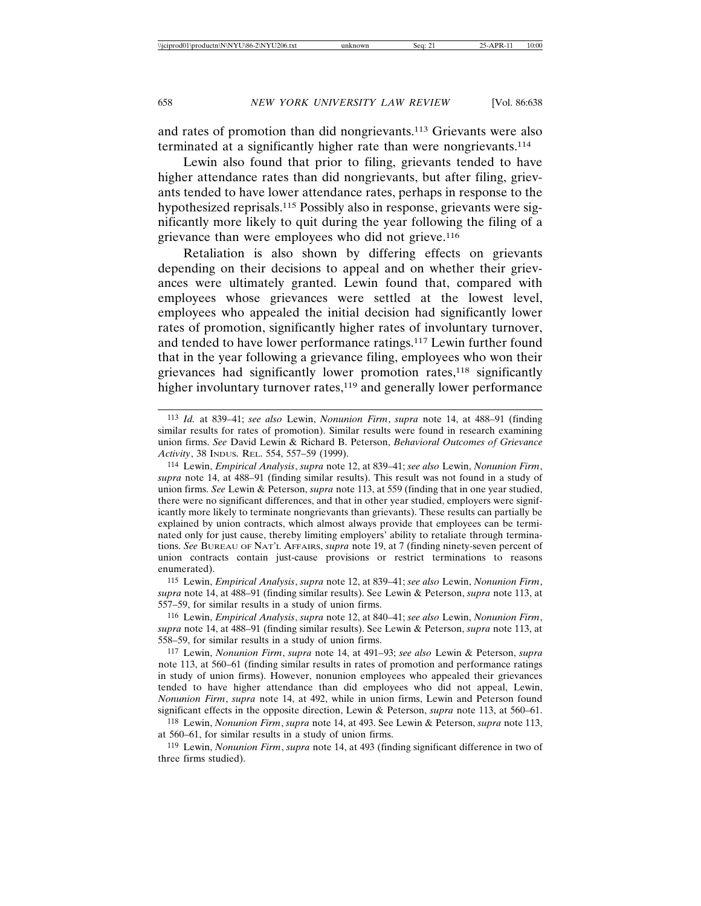and rates of promotion than did nongrievants.[113] Grievants were also terminated at a significantly higher rate than were nongrievants.[114]

Lewin also found that prior to filing, grievants tended to have higher attendance rates than did nongrievants, but after filing, grievants tended to have lower attendance rates, perhaps in response to the hypothesized reprisals.[115] Possibly also in response, grievants were significantly more likely to quit during the year following the filing of a grievance than were employees who did not grieve.[116]

Retaliation is also shown by differing effects on grievants depending on their decisions to appeal and on whether their grievances were ultimately granted. Lewin found that, compared with employees whose grievances were settled at the lowest level, employees who appealed the initial decision had significantly lower rates of promotion, significantly higher rates of involuntary turnover, and tended to have lower performance ratings.[117] Lewin further found that in the year following a grievance filing, employees who won their grievances had significantly lower promotion rates,[118] significantly higher involuntary turnover rates,[119] and generally lower performance

---

[113] *Id.* at 839–41; *see also* Lewin, *Nonunion Firm*, *supra* note 14, at 488–91 (finding similar results for rates of promotion). Similar results were found in research examining union firms. *See* David Lewin & Richard B. Peterson, *Behavioral Outcomes of Grievance Activity*, 38 INDUS. REL. 554, 557–59 (1999).

[114] Lewin, *Empirical Analysis*, *supra* note 12, at 839–41; *see also* Lewin, *Nonunion Firm*, *supra* note 14, at 488–91 (finding similar results). This result was not found in a study of union firms. *See* Lewin & Peterson, *supra* note 113, at 559 (finding that in one year studied, there were no significant differences, and that in other year studied, employers were significantly more likely to terminate nongrievants than grievants). These results can partially be explained by union contracts, which almost always provide that employees can be terminated only for just cause, thereby limiting employers' ability to retaliate through terminations. *See* BUREAU OF NAT'L AFFAIRS, *supra* note 19, at 7 (finding ninety-seven percent of union contracts contain just-cause provisions or restrict terminations to reasons enumerated).

[115] Lewin, *Empirical Analysis*, *supra* note 12, at 839–41; *see also* Lewin, *Nonunion Firm*, *supra* note 14, at 488–91 (finding similar results). See Lewin & Peterson, *supra* note 113, at 557–59, for similar results in a study of union firms.

[116] Lewin, *Empirical Analysis*, *supra* note 12, at 840–41; *see also* Lewin, *Nonunion Firm*, *supra* note 14, at 488–91 (finding similar results). See Lewin & Peterson, *supra* note 113, at 558–59, for similar results in a study of union firms.

[117] Lewin, *Nonunion Firm*, *supra* note 14, at 491–93; *see also* Lewin & Peterson, *supra* note 113, at 560–61 (finding similar results in rates of promotion and performance ratings in study of union firms). However, nonunion employees who appealed their grievances tended to have higher attendance than did employees who did not appeal, Lewin, *Nonunion Firm*, *supra* note 14, at 492, while in union firms, Lewin and Peterson found significant effects in the opposite direction, Lewin & Peterson, *supra* note 113, at 560–61.

[118] Lewin, *Nonunion Firm*, *supra* note 14, at 493. See Lewin & Peterson, *supra* note 113, at 560–61, for similar results in a study of union firms.

[119] Lewin, *Nonunion Firm*, *supra* note 14, at 493 (finding significant difference in two of three firms studied).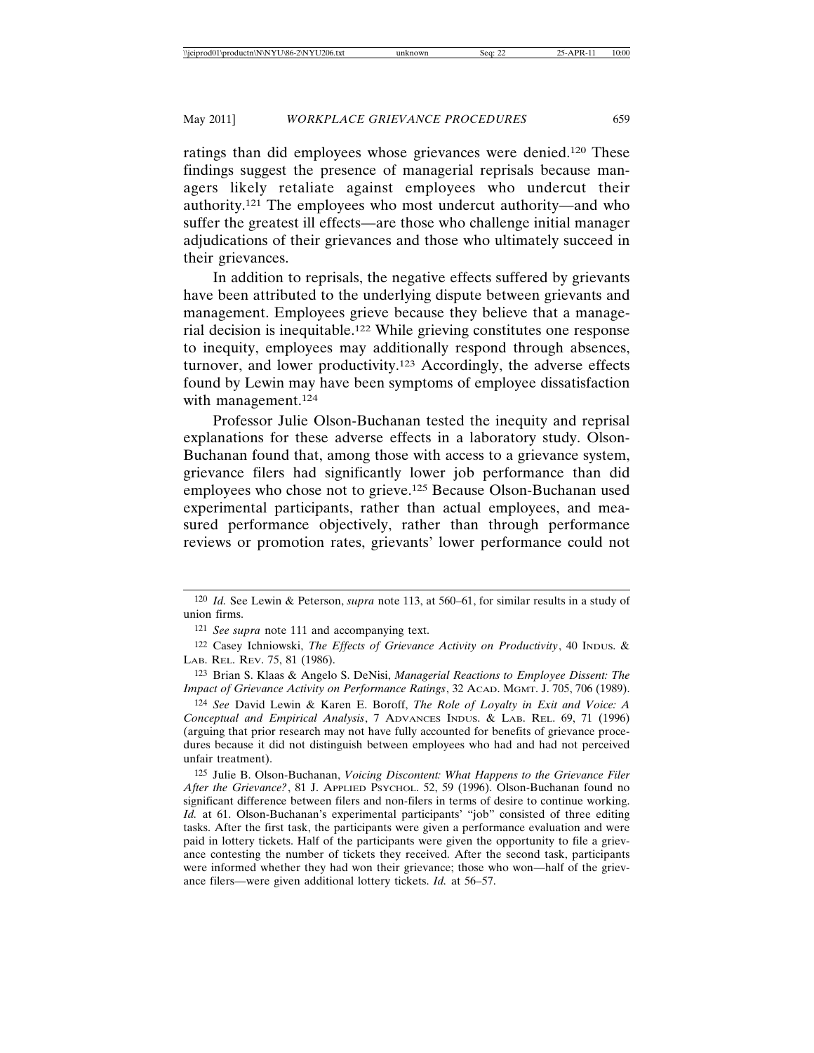ratings than did employees whose grievances were denied.[120] These findings suggest the presence of managerial reprisals because managers likely retaliate against employees who undercut their authority.[121] The employees who most undercut authority—and who suffer the greatest ill effects—are those who challenge initial manager adjudications of their grievances and those who ultimately succeed in their grievances.

In addition to reprisals, the negative effects suffered by grievants have been attributed to the underlying dispute between grievants and management. Employees grieve because they believe that a managerial decision is inequitable.[122] While grieving constitutes one response to inequity, employees may additionally respond through absences, turnover, and lower productivity.[123] Accordingly, the adverse effects found by Lewin may have been symptoms of employee dissatisfaction with management.[124]

Professor Julie Olson-Buchanan tested the inequity and reprisal explanations for these adverse effects in a laboratory study. Olson-Buchanan found that, among those with access to a grievance system, grievance filers had significantly lower job performance than did employees who chose not to grieve.[125] Because Olson-Buchanan used experimental participants, rather than actual employees, and measured performance objectively, rather than through performance reviews or promotion rates, grievants' lower performance could not

---

[120] *Id.* See Lewin & Peterson, *supra* note 113, at 560–61, for similar results in a study of union firms.

[121] *See supra* note 111 and accompanying text.

[122] Casey Ichniowski, *The Effects of Grievance Activity on Productivity*, 40 INDUS. & LAB. REL. REV. 75, 81 (1986).

[123] Brian S. Klaas & Angelo S. DeNisi, *Managerial Reactions to Employee Dissent: The Impact of Grievance Activity on Performance Ratings*, 32 ACAD. MGMT. J. 705, 706 (1989).

[124] *See* David Lewin & Karen E. Boroff, *The Role of Loyalty in Exit and Voice: A Conceptual and Empirical Analysis*, 7 ADVANCES INDUS. & LAB. REL. 69, 71 (1996) (arguing that prior research may not have fully accounted for benefits of grievance procedures because it did not distinguish between employees who had and had not perceived unfair treatment).

[125] Julie B. Olson-Buchanan, *Voicing Discontent: What Happens to the Grievance Filer After the Grievance?*, 81 J. APPLIED PSYCHOL. 52, 59 (1996). Olson-Buchanan found no significant difference between filers and non-filers in terms of desire to continue working. *Id.* at 61. Olson-Buchanan's experimental participants' "job" consisted of three editing tasks. After the first task, the participants were given a performance evaluation and were paid in lottery tickets. Half of the participants were given the opportunity to file a grievance contesting the number of tickets they received. After the second task, participants were informed whether they had won their grievance; those who won—half of the grievance filers—were given additional lottery tickets. *Id.* at 56–57.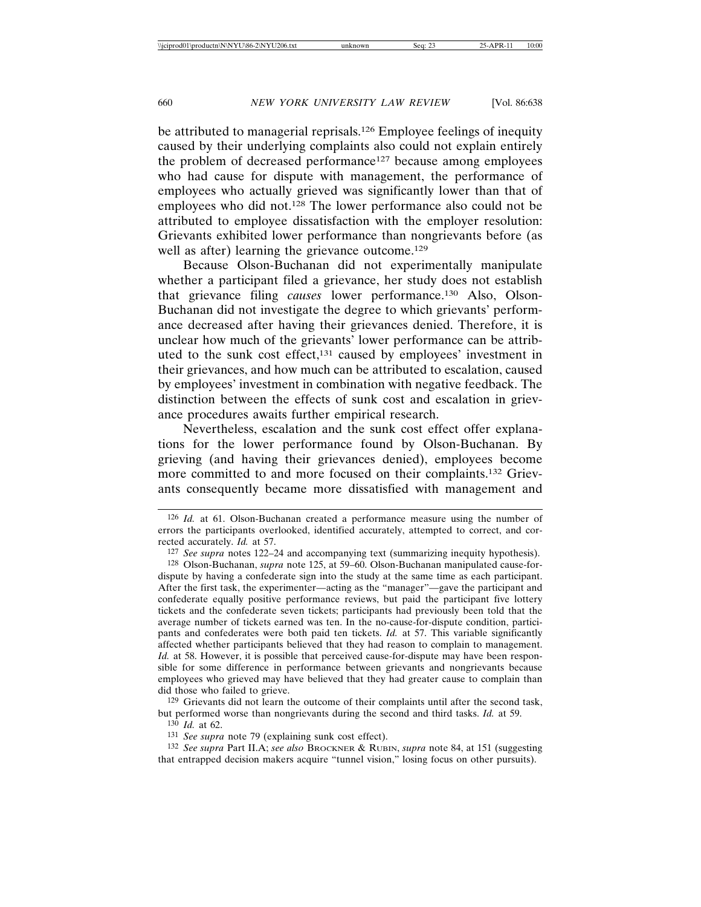be attributed to managerial reprisals.[126] Employee feelings of inequity caused by their underlying complaints also could not explain entirely the problem of decreased performance[127] because among employees who had cause for dispute with management, the performance of employees who actually grieved was significantly lower than that of employees who did not.[128] The lower performance also could not be attributed to employee dissatisfaction with the employer resolution: Grievants exhibited lower performance than nongrievants before (as well as after) learning the grievance outcome.[129]

Because Olson-Buchanan did not experimentally manipulate whether a participant filed a grievance, her study does not establish that grievance filing *causes* lower performance.[130] Also, Olson-Buchanan did not investigate the degree to which grievants' performance decreased after having their grievances denied. Therefore, it is unclear how much of the grievants' lower performance can be attributed to the sunk cost effect,[131] caused by employees' investment in their grievances, and how much can be attributed to escalation, caused by employees' investment in combination with negative feedback. The distinction between the effects of sunk cost and escalation in grievance procedures awaits further empirical research.

Nevertheless, escalation and the sunk cost effect offer explanations for the lower performance found by Olson-Buchanan. By grieving (and having their grievances denied), employees become more committed to and more focused on their complaints.[132] Grievants consequently became more dissatisfied with management and

---

[126] *Id.* at 61. Olson-Buchanan created a performance measure using the number of errors the participants overlooked, identified accurately, attempted to correct, and corrected accurately. *Id.* at 57.

[127] *See supra* notes 122–24 and accompanying text (summarizing inequity hypothesis).

[128] Olson-Buchanan, *supra* note 125, at 59–60. Olson-Buchanan manipulated cause-for-dispute by having a confederate sign into the study at the same time as each participant. After the first task, the experimenter—acting as the "manager"—gave the participant and confederate equally positive performance reviews, but paid the participant five lottery tickets and the confederate seven tickets; participants had previously been told that the average number of tickets earned was ten. In the no-cause-for-dispute condition, participants and confederates were both paid ten tickets. *Id.* at 57. This variable significantly affected whether participants believed that they had reason to complain to management. *Id.* at 58. However, it is possible that perceived cause-for-dispute may have been responsible for some difference in performance between grievants and nongrievants because employees who grieved may have believed that they had greater cause to complain than did those who failed to grieve.

[129] Grievants did not learn the outcome of their complaints until after the second task, but performed worse than nongrievants during the second and third tasks. *Id.* at 59.

[130] *Id.* at 62.

[131] *See supra* note 79 (explaining sunk cost effect).

[132] *See supra* Part II.A; *see also* BROCKNER & RUBIN, *supra* note 84, at 151 (suggesting that entrapped decision makers acquire "tunnel vision," losing focus on other pursuits).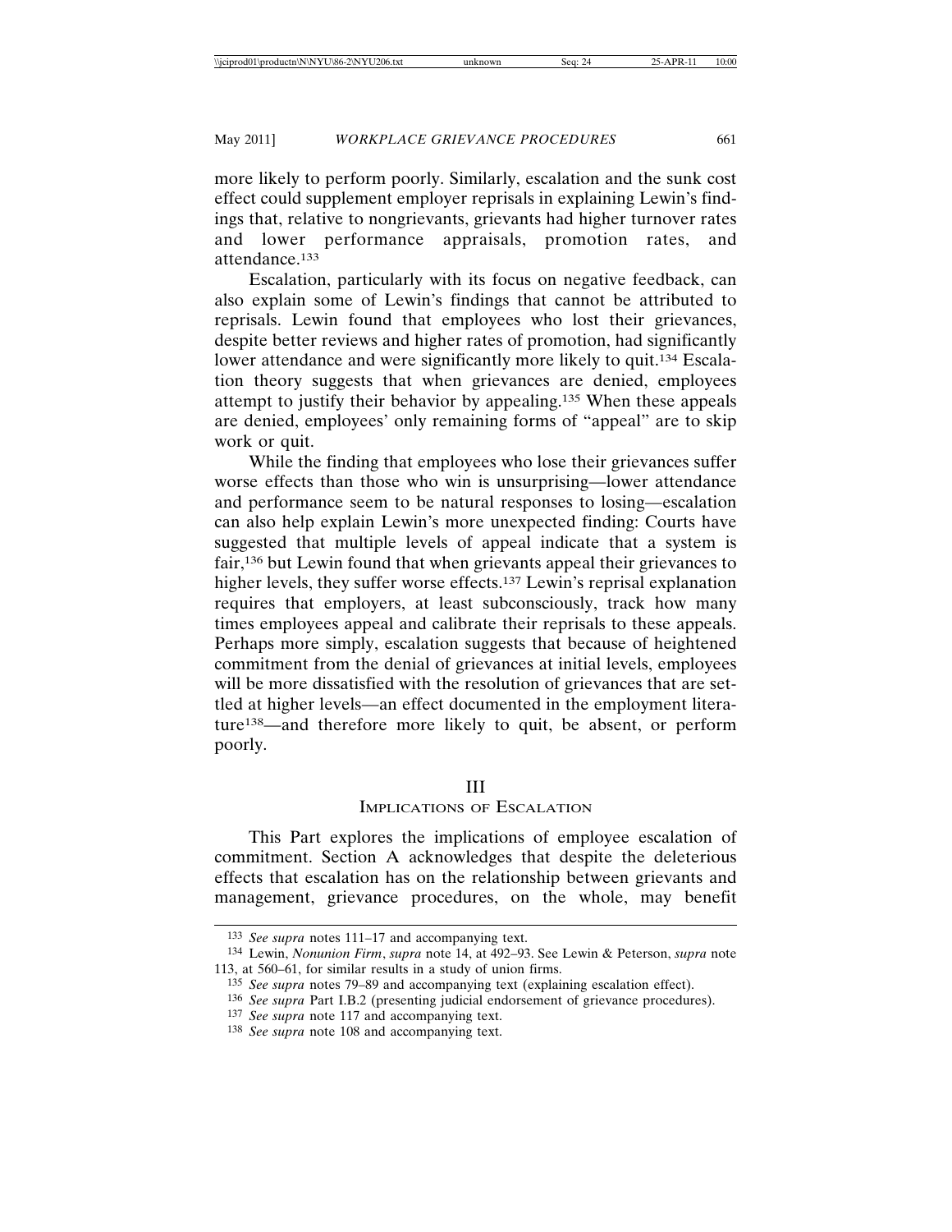more likely to perform poorly. Similarly, escalation and the sunk cost effect could supplement employer reprisals in explaining Lewin's findings that, relative to nongrievants, grievants had higher turnover rates and lower performance appraisals, promotion rates, and attendance.[133]

Escalation, particularly with its focus on negative feedback, can also explain some of Lewin's findings that cannot be attributed to reprisals. Lewin found that employees who lost their grievances, despite better reviews and higher rates of promotion, had significantly lower attendance and were significantly more likely to quit.[134] Escalation theory suggests that when grievances are denied, employees attempt to justify their behavior by appealing.[135] When these appeals are denied, employees' only remaining forms of "appeal" are to skip work or quit.

While the finding that employees who lose their grievances suffer worse effects than those who win is unsurprising—lower attendance and performance seem to be natural responses to losing—escalation can also help explain Lewin's more unexpected finding: Courts have suggested that multiple levels of appeal indicate that a system is fair,[136] but Lewin found that when grievants appeal their grievances to higher levels, they suffer worse effects.[137] Lewin's reprisal explanation requires that employers, at least subconsciously, track how many times employees appeal and calibrate their reprisals to these appeals. Perhaps more simply, escalation suggests that because of heightened commitment from the denial of grievances at initial levels, employees will be more dissatisfied with the resolution of grievances that are settled at higher levels—an effect documented in the employment literature[138]—and therefore more likely to quit, be absent, or perform poorly.

## III
## Implications of Escalation

This Part explores the implications of employee escalation of commitment. Section A acknowledges that despite the deleterious effects that escalation has on the relationship between grievants and management, grievance procedures, on the whole, may benefit

---

133 *See supra* notes 111–17 and accompanying text.

134 Lewin, *Nonunion Firm*, *supra* note 14, at 492–93. See Lewin & Peterson, *supra* note 113, at 560–61, for similar results in a study of union firms.

135 *See supra* notes 79–89 and accompanying text (explaining escalation effect).

136 *See supra* Part I.B.2 (presenting judicial endorsement of grievance procedures).

137 *See supra* note 117 and accompanying text.

138 *See supra* note 108 and accompanying text.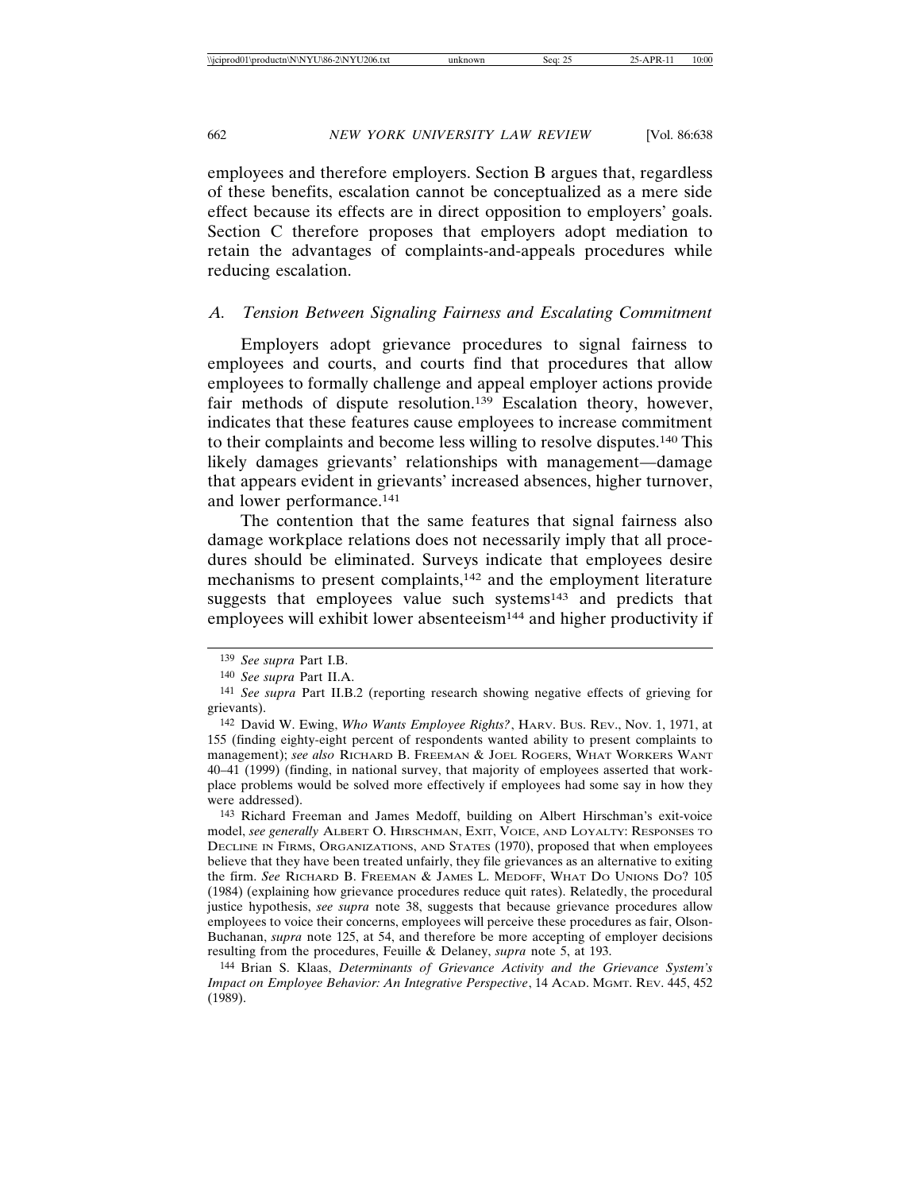employees and therefore employers. Section B argues that, regardless of these benefits, escalation cannot be conceptualized as a mere side effect because its effects are in direct opposition to employers' goals. Section C therefore proposes that employers adopt mediation to retain the advantages of complaints-and-appeals procedures while reducing escalation.

### *A. Tension Between Signaling Fairness and Escalating Commitment*

Employers adopt grievance procedures to signal fairness to employees and courts, and courts find that procedures that allow employees to formally challenge and appeal employer actions provide fair methods of dispute resolution.[139] Escalation theory, however, indicates that these features cause employees to increase commitment to their complaints and become less willing to resolve disputes.[140] This likely damages grievants' relationships with management—damage that appears evident in grievants' increased absences, higher turnover, and lower performance.[141]

The contention that the same features that signal fairness also damage workplace relations does not necessarily imply that all procedures should be eliminated. Surveys indicate that employees desire mechanisms to present complaints,[142] and the employment literature suggests that employees value such systems[143] and predicts that employees will exhibit lower absenteeism[144] and higher productivity if

---

[139] *See supra* Part I.B.

[140] *See supra* Part II.A.

[141] *See supra* Part II.B.2 (reporting research showing negative effects of grieving for grievants).

[142] David W. Ewing, *Who Wants Employee Rights?*, HARV. BUS. REV., Nov. 1, 1971, at 155 (finding eighty-eight percent of respondents wanted ability to present complaints to management); *see also* RICHARD B. FREEMAN & JOEL ROGERS, WHAT WORKERS WANT 40–41 (1999) (finding, in national survey, that majority of employees asserted that workplace problems would be solved more effectively if employees had some say in how they were addressed).

[143] Richard Freeman and James Medoff, building on Albert Hirschman's exit-voice model, *see generally* ALBERT O. HIRSCHMAN, EXIT, VOICE, AND LOYALTY: RESPONSES TO DECLINE IN FIRMS, ORGANIZATIONS, AND STATES (1970), proposed that when employees believe that they have been treated unfairly, they file grievances as an alternative to exiting the firm. *See* RICHARD B. FREEMAN & JAMES L. MEDOFF, WHAT DO UNIONS DO? 105 (1984) (explaining how grievance procedures reduce quit rates). Relatedly, the procedural justice hypothesis, *see supra* note 38, suggests that because grievance procedures allow employees to voice their concerns, employees will perceive these procedures as fair, Olson-Buchanan, *supra* note 125, at 54, and therefore be more accepting of employer decisions resulting from the procedures, Feuille & Delaney, *supra* note 5, at 193.

[144] Brian S. Klaas, *Determinants of Grievance Activity and the Grievance System's Impact on Employee Behavior: An Integrative Perspective*, 14 ACAD. MGMT. REV. 445, 452 (1989).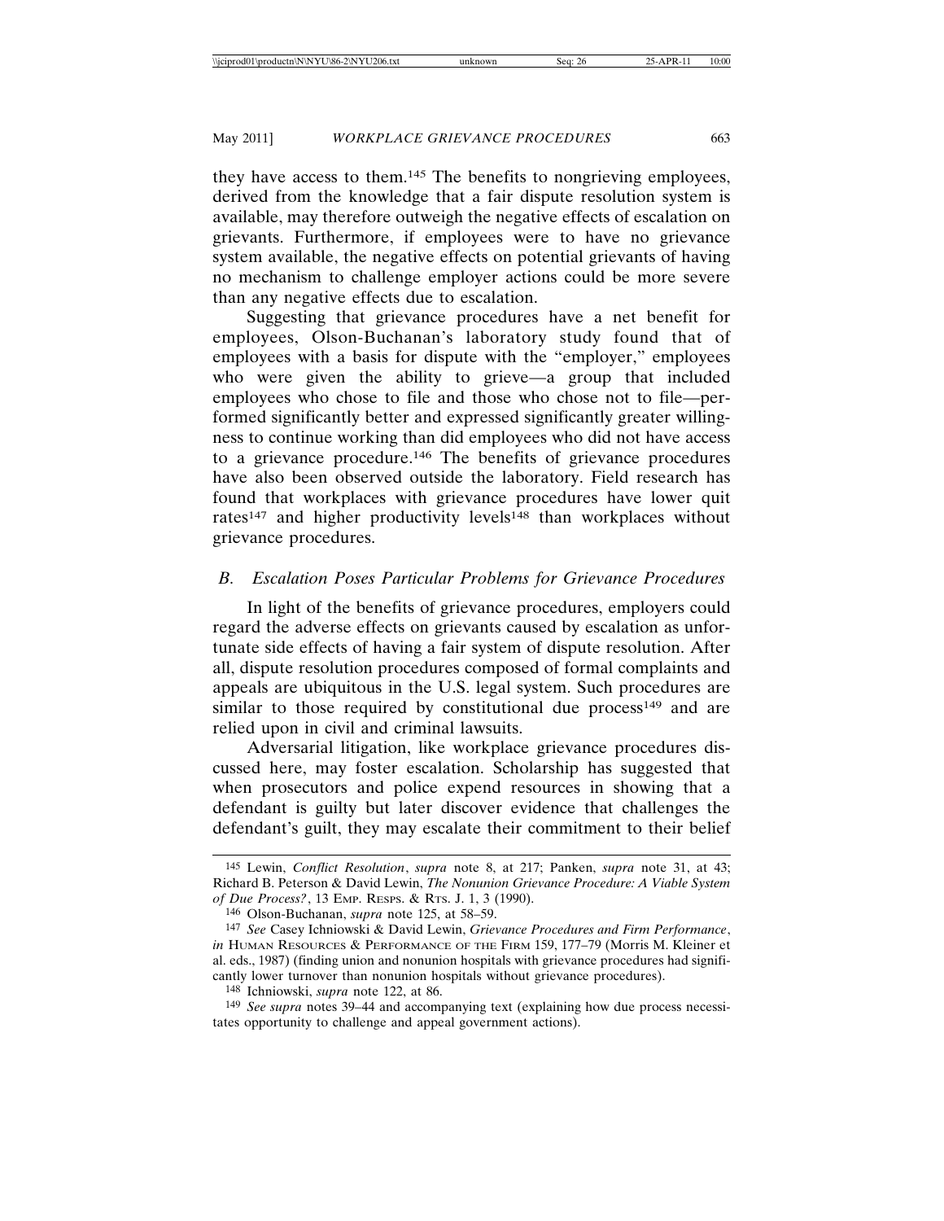they have access to them.[145] The benefits to nongrieving employees, derived from the knowledge that a fair dispute resolution system is available, may therefore outweigh the negative effects of escalation on grievants. Furthermore, if employees were to have no grievance system available, the negative effects on potential grievants of having no mechanism to challenge employer actions could be more severe than any negative effects due to escalation.

Suggesting that grievance procedures have a net benefit for employees, Olson-Buchanan's laboratory study found that of employees with a basis for dispute with the "employer," employees who were given the ability to grieve—a group that included employees who chose to file and those who chose not to file—performed significantly better and expressed significantly greater willingness to continue working than did employees who did not have access to a grievance procedure.[146] The benefits of grievance procedures have also been observed outside the laboratory. Field research has found that workplaces with grievance procedures have lower quit rates[147] and higher productivity levels[148] than workplaces without grievance procedures.

### *B. Escalation Poses Particular Problems for Grievance Procedures*

In light of the benefits of grievance procedures, employers could regard the adverse effects on grievants caused by escalation as unfortunate side effects of having a fair system of dispute resolution. After all, dispute resolution procedures composed of formal complaints and appeals are ubiquitous in the U.S. legal system. Such procedures are similar to those required by constitutional due process[149] and are relied upon in civil and criminal lawsuits.

Adversarial litigation, like workplace grievance procedures discussed here, may foster escalation. Scholarship has suggested that when prosecutors and police expend resources in showing that a defendant is guilty but later discover evidence that challenges the defendant's guilt, they may escalate their commitment to their belief

---

[145] Lewin, *Conflict Resolution*, *supra* note 8, at 217; Panken, *supra* note 31, at 43; Richard B. Peterson & David Lewin, *The Nonunion Grievance Procedure: A Viable System of Due Process?*, 13 EMP. RESPS. & RTS. J. 1, 3 (1990).

[146] Olson-Buchanan, *supra* note 125, at 58–59.

[147] *See* Casey Ichniowski & David Lewin, *Grievance Procedures and Firm Performance*, *in* HUMAN RESOURCES & PERFORMANCE OF THE FIRM 159, 177–79 (Morris M. Kleiner et al. eds., 1987) (finding union and nonunion hospitals with grievance procedures had significantly lower turnover than nonunion hospitals without grievance procedures).

[148] Ichniowski, *supra* note 122, at 86.

[149] *See supra* notes 39–44 and accompanying text (explaining how due process necessitates opportunity to challenge and appeal government actions).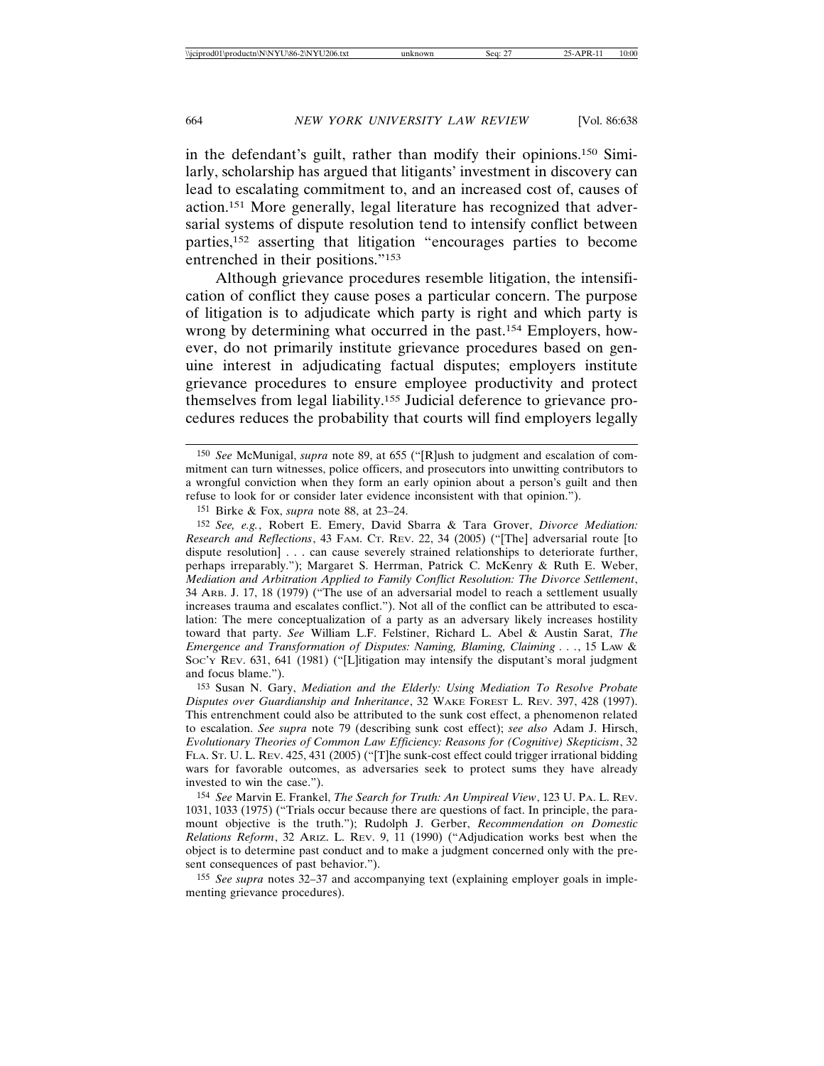in the defendant's guilt, rather than modify their opinions.[150] Similarly, scholarship has argued that litigants' investment in discovery can lead to escalating commitment to, and an increased cost of, causes of action.[151] More generally, legal literature has recognized that adversarial systems of dispute resolution tend to intensify conflict between parties,[152] asserting that litigation "encourages parties to become entrenched in their positions."[153]

Although grievance procedures resemble litigation, the intensification of conflict they cause poses a particular concern. The purpose of litigation is to adjudicate which party is right and which party is wrong by determining what occurred in the past.[154] Employers, however, do not primarily institute grievance procedures based on genuine interest in adjudicating factual disputes; employers institute grievance procedures to ensure employee productivity and protect themselves from legal liability.[155] Judicial deference to grievance procedures reduces the probability that courts will find employers legally

---

150 *See* McMunigal, *supra* note 89, at 655 ("[R]ush to judgment and escalation of commitment can turn witnesses, police officers, and prosecutors into unwitting contributors to a wrongful conviction when they form an early opinion about a person's guilt and then refuse to look for or consider later evidence inconsistent with that opinion.").

151 Birke & Fox, *supra* note 88, at 23–24.

152 *See, e.g.*, Robert E. Emery, David Sbarra & Tara Grover, *Divorce Mediation: Research and Reflections*, 43 FAM. CT. REV. 22, 34 (2005) ("[The] adversarial route [to dispute resolution] . . . can cause severely strained relationships to deteriorate further, perhaps irreparably."); Margaret S. Herrman, Patrick C. McKenry & Ruth E. Weber, *Mediation and Arbitration Applied to Family Conflict Resolution: The Divorce Settlement*, 34 ARB. J. 17, 18 (1979) ("The use of an adversarial model to reach a settlement usually increases trauma and escalates conflict."). Not all of the conflict can be attributed to escalation: The mere conceptualization of a party as an adversary likely increases hostility toward that party. *See* William L.F. Felstiner, Richard L. Abel & Austin Sarat, *The Emergence and Transformation of Disputes: Naming, Blaming, Claiming . . .*, 15 LAW & SOC'Y REV. 631, 641 (1981) ("[L]itigation may intensify the disputant's moral judgment and focus blame.").

153 Susan N. Gary, *Mediation and the Elderly: Using Mediation To Resolve Probate Disputes over Guardianship and Inheritance*, 32 WAKE FOREST L. REV. 397, 428 (1997). This entrenchment could also be attributed to the sunk cost effect, a phenomenon related to escalation. *See supra* note 79 (describing sunk cost effect); *see also* Adam J. Hirsch, *Evolutionary Theories of Common Law Efficiency: Reasons for (Cognitive) Skepticism*, 32 FLA. ST. U. L. REV. 425, 431 (2005) ("[T]he sunk-cost effect could trigger irrational bidding wars for favorable outcomes, as adversaries seek to protect sums they have already invested to win the case.").

154 *See* Marvin E. Frankel, *The Search for Truth: An Umpireal View*, 123 U. PA. L. REV. 1031, 1033 (1975) ("Trials occur because there are questions of fact. In principle, the paramount objective is the truth."); Rudolph J. Gerber, *Recommendation on Domestic Relations Reform*, 32 ARIZ. L. REV. 9, 11 (1990) ("Adjudication works best when the object is to determine past conduct and to make a judgment concerned only with the present consequences of past behavior.").

155 *See supra* notes 32–37 and accompanying text (explaining employer goals in implementing grievance procedures).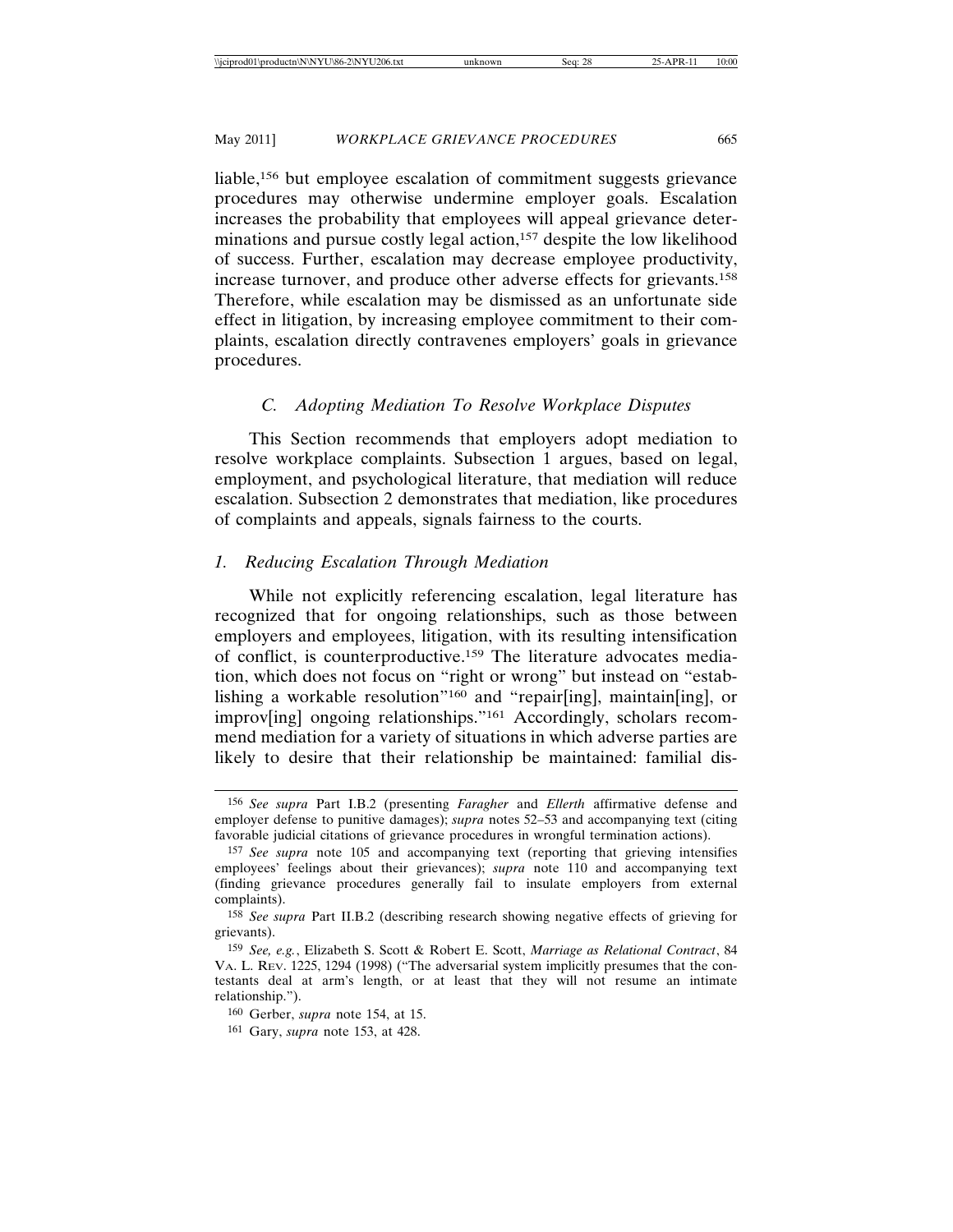liable,[156] but employee escalation of commitment suggests grievance procedures may otherwise undermine employer goals. Escalation increases the probability that employees will appeal grievance determinations and pursue costly legal action,[157] despite the low likelihood of success. Further, escalation may decrease employee productivity, increase turnover, and produce other adverse effects for grievants.[158] Therefore, while escalation may be dismissed as an unfortunate side effect in litigation, by increasing employee commitment to their complaints, escalation directly contravenes employers' goals in grievance procedures.

### *C. Adopting Mediation To Resolve Workplace Disputes*

This Section recommends that employers adopt mediation to resolve workplace complaints. Subsection 1 argues, based on legal, employment, and psychological literature, that mediation will reduce escalation. Subsection 2 demonstrates that mediation, like procedures of complaints and appeals, signals fairness to the courts.

#### *1. Reducing Escalation Through Mediation*

While not explicitly referencing escalation, legal literature has recognized that for ongoing relationships, such as those between employers and employees, litigation, with its resulting intensification of conflict, is counterproductive.[159] The literature advocates mediation, which does not focus on "right or wrong" but instead on "establishing a workable resolution"[160] and "repair[ing], maintain[ing], or improv[ing] ongoing relationships."[161] Accordingly, scholars recommend mediation for a variety of situations in which adverse parties are likely to desire that their relationship be maintained: familial dis-

---

[156] *See supra* Part I.B.2 (presenting *Faragher* and *Ellerth* affirmative defense and employer defense to punitive damages); *supra* notes 52–53 and accompanying text (citing favorable judicial citations of grievance procedures in wrongful termination actions).

[157] *See supra* note 105 and accompanying text (reporting that grieving intensifies employees' feelings about their grievances); *supra* note 110 and accompanying text (finding grievance procedures generally fail to insulate employers from external complaints).

[158] *See supra* Part II.B.2 (describing research showing negative effects of grieving for grievants).

[159] *See, e.g.*, Elizabeth S. Scott & Robert E. Scott, *Marriage as Relational Contract*, 84 VA. L. REV. 1225, 1294 (1998) ("The adversarial system implicitly presumes that the contestants deal at arm's length, or at least that they will not resume an intimate relationship.").

[160] Gerber, *supra* note 154, at 15.

[161] Gary, *supra* note 153, at 428.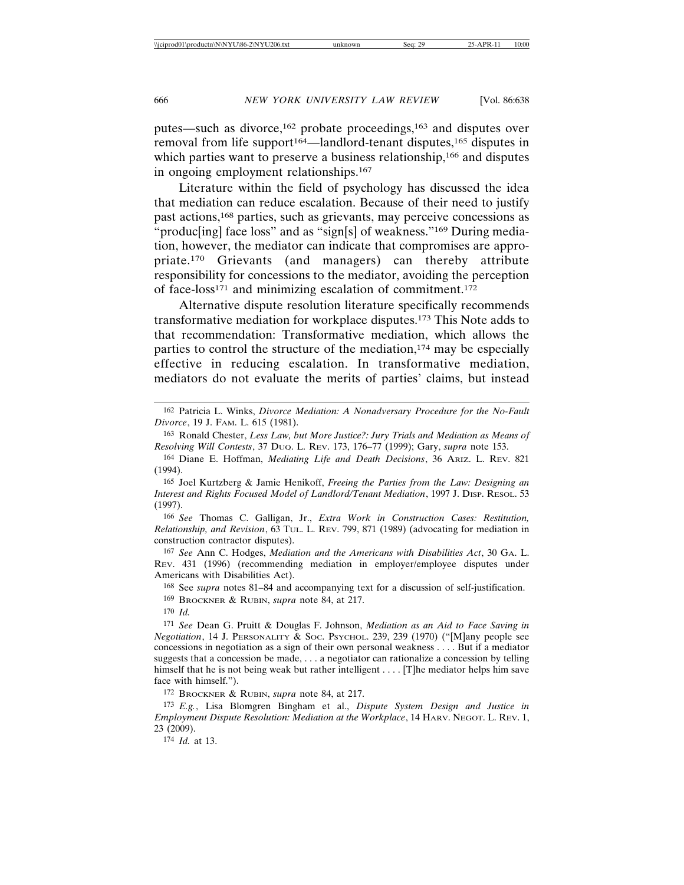putes—such as divorce,[162] probate proceedings,[163] and disputes over removal from life support[164]—landlord-tenant disputes,[165] disputes in which parties want to preserve a business relationship,[166] and disputes in ongoing employment relationships.[167]

Literature within the field of psychology has discussed the idea that mediation can reduce escalation. Because of their need to justify past actions,[168] parties, such as grievants, may perceive concessions as "produc[ing] face loss" and as "sign[s] of weakness."[169] During mediation, however, the mediator can indicate that compromises are appropriate.[170] Grievants (and managers) can thereby attribute responsibility for concessions to the mediator, avoiding the perception of face-loss[171] and minimizing escalation of commitment.[172]

Alternative dispute resolution literature specifically recommends transformative mediation for workplace disputes.[173] This Note adds to that recommendation: Transformative mediation, which allows the parties to control the structure of the mediation,[174] may be especially effective in reducing escalation. In transformative mediation, mediators do not evaluate the merits of parties' claims, but instead

---

162 Patricia L. Winks, *Divorce Mediation: A Nonadversary Procedure for the No-Fault Divorce*, 19 J. FAM. L. 615 (1981).

163 Ronald Chester, *Less Law, but More Justice?: Jury Trials and Mediation as Means of Resolving Will Contests*, 37 DUQ. L. REV. 173, 176–77 (1999); Gary, *supra* note 153.

164 Diane E. Hoffman, *Mediating Life and Death Decisions*, 36 ARIZ. L. REV. 821 (1994).

165 Joel Kurtzberg & Jamie Henikoff, *Freeing the Parties from the Law: Designing an Interest and Rights Focused Model of Landlord/Tenant Mediation*, 1997 J. DISP. RESOL. 53 (1997).

166 *See* Thomas C. Galligan, Jr., *Extra Work in Construction Cases: Restitution, Relationship, and Revision*, 63 TUL. L. REV. 799, 871 (1989) (advocating for mediation in construction contractor disputes).

167 *See* Ann C. Hodges, *Mediation and the Americans with Disabilities Act*, 30 GA. L. REV. 431 (1996) (recommending mediation in employer/employee disputes under Americans with Disabilities Act).

168 See *supra* notes 81–84 and accompanying text for a discussion of self-justification.

169 BROCKNER & RUBIN, *supra* note 84, at 217.

170 *Id.*

171 *See* Dean G. Pruitt & Douglas F. Johnson, *Mediation as an Aid to Face Saving in Negotiation*, 14 J. PERSONALITY & SOC. PSYCHOL. 239, 239 (1970) ("[M]any people see concessions in negotiation as a sign of their own personal weakness . . . . But if a mediator suggests that a concession be made, . . . a negotiator can rationalize a concession by telling himself that he is not being weak but rather intelligent . . . . [T]he mediator helps him save face with himself.").

172 BROCKNER & RUBIN, *supra* note 84, at 217.

173 *E.g.*, Lisa Blomgren Bingham et al., *Dispute System Design and Justice in Employment Dispute Resolution: Mediation at the Workplace*, 14 HARV. NEGOT. L. REV. 1, 23 (2009).

174 *Id.* at 13.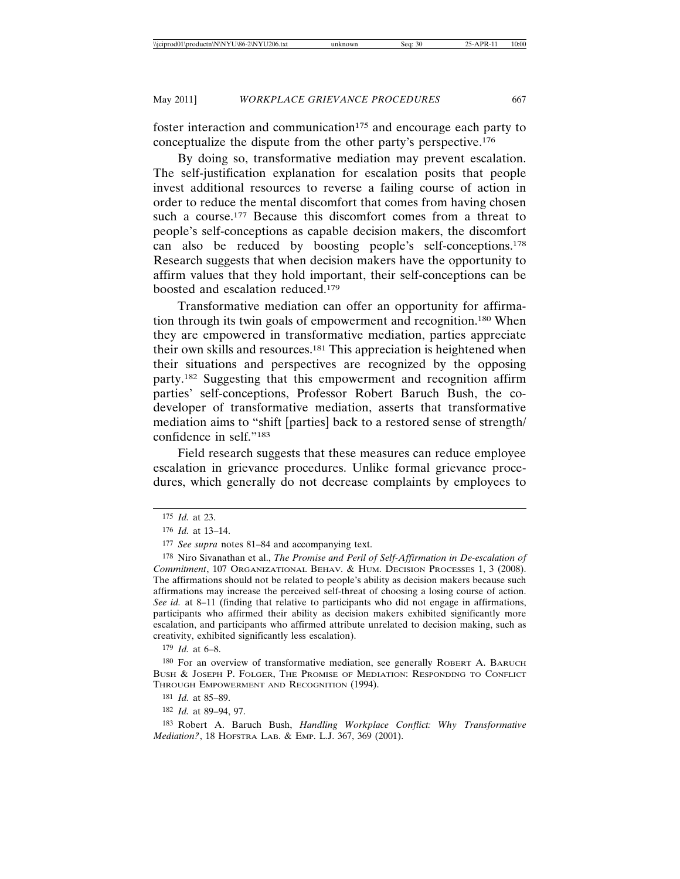foster interaction and communication[175] and encourage each party to conceptualize the dispute from the other party's perspective.[176]

By doing so, transformative mediation may prevent escalation. The self-justification explanation for escalation posits that people invest additional resources to reverse a failing course of action in order to reduce the mental discomfort that comes from having chosen such a course.[177] Because this discomfort comes from a threat to people's self-conceptions as capable decision makers, the discomfort can also be reduced by boosting people's self-conceptions.[178] Research suggests that when decision makers have the opportunity to affirm values that they hold important, their self-conceptions can be boosted and escalation reduced.[179]

Transformative mediation can offer an opportunity for affirmation through its twin goals of empowerment and recognition.[180] When they are empowered in transformative mediation, parties appreciate their own skills and resources.[181] This appreciation is heightened when their situations and perspectives are recognized by the opposing party.[182] Suggesting that this empowerment and recognition affirm parties' self-conceptions, Professor Robert Baruch Bush, the co-developer of transformative mediation, asserts that transformative mediation aims to "shift [parties] back to a restored sense of strength/confidence in self."[183]

Field research suggests that these measures can reduce employee escalation in grievance procedures. Unlike formal grievance procedures, which generally do not decrease complaints by employees to

---

[175] *Id.* at 23.

[176] *Id.* at 13–14.

[177] *See supra* notes 81–84 and accompanying text.

[178] Niro Sivanathan et al., *The Promise and Peril of Self-Affirmation in De-escalation of Commitment*, 107 ORGANIZATIONAL BEHAV. & HUM. DECISION PROCESSES 1, 3 (2008). The affirmations should not be related to people's ability as decision makers because such affirmations may increase the perceived self-threat of choosing a losing course of action. *See id.* at 8–11 (finding that relative to participants who did not engage in affirmations, participants who affirmed their ability as decision makers exhibited significantly more escalation, and participants who affirmed attribute unrelated to decision making, such as creativity, exhibited significantly less escalation).

[179] *Id.* at 6–8.

[180] For an overview of transformative mediation, see generally ROBERT A. BARUCH BUSH & JOSEPH P. FOLGER, THE PROMISE OF MEDIATION: RESPONDING TO CONFLICT THROUGH EMPOWERMENT AND RECOGNITION (1994).

[181] *Id.* at 85–89.

[182] *Id.* at 89–94, 97.

[183] Robert A. Baruch Bush, *Handling Workplace Conflict: Why Transformative Mediation?*, 18 HOFSTRA LAB. & EMP. L.J. 367, 369 (2001).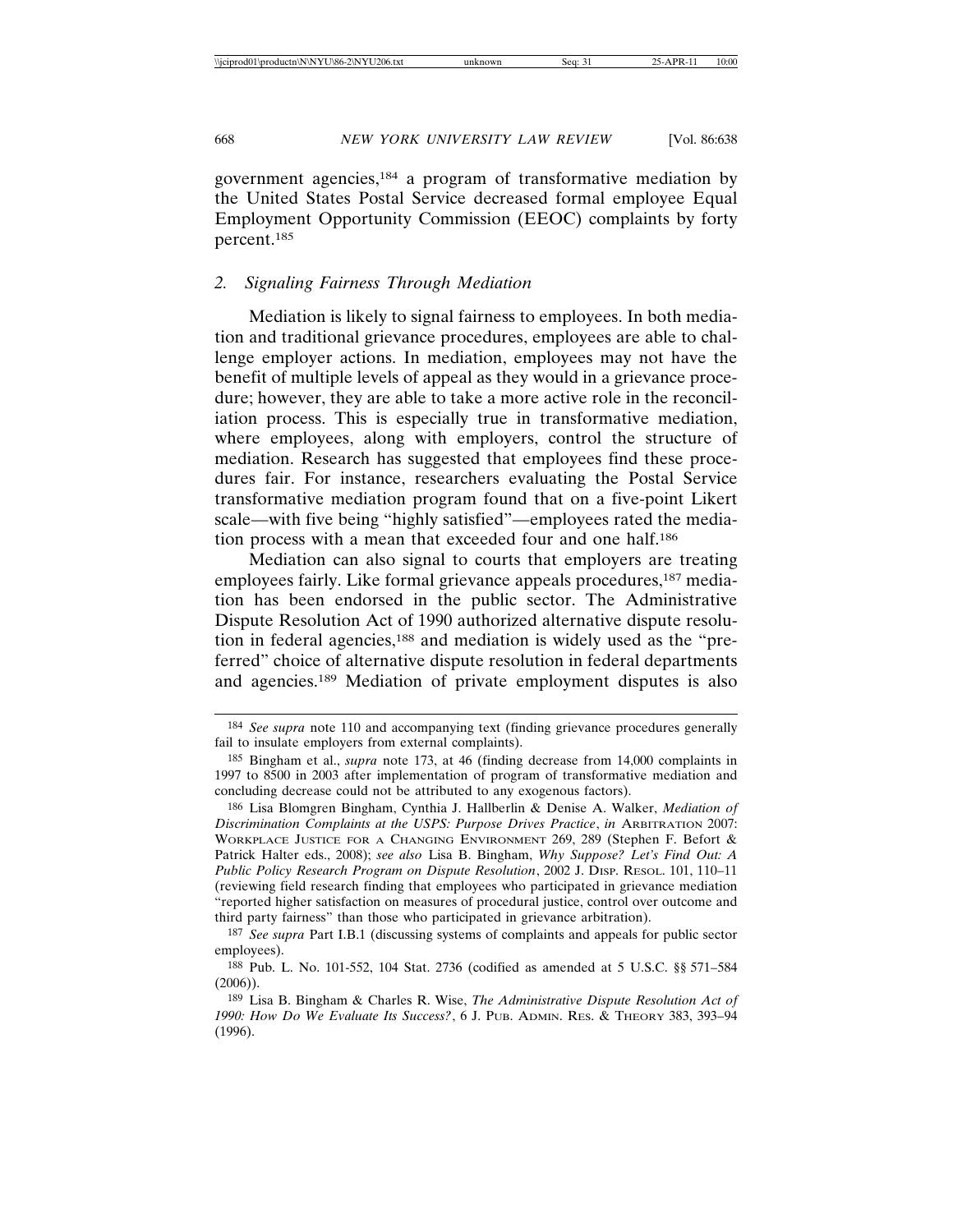government agencies,[184] a program of transformative mediation by the United States Postal Service decreased formal employee Equal Employment Opportunity Commission (EEOC) complaints by forty percent.[185]

### 2. *Signaling Fairness Through Mediation*

Mediation is likely to signal fairness to employees. In both mediation and traditional grievance procedures, employees are able to challenge employer actions. In mediation, employees may not have the benefit of multiple levels of appeal as they would in a grievance procedure; however, they are able to take a more active role in the reconciliation process. This is especially true in transformative mediation, where employees, along with employers, control the structure of mediation. Research has suggested that employees find these procedures fair. For instance, researchers evaluating the Postal Service transformative mediation program found that on a five-point Likert scale—with five being "highly satisfied"—employees rated the mediation process with a mean that exceeded four and one half.[186]

Mediation can also signal to courts that employers are treating employees fairly. Like formal grievance appeals procedures,[187] mediation has been endorsed in the public sector. The Administrative Dispute Resolution Act of 1990 authorized alternative dispute resolution in federal agencies,[188] and mediation is widely used as the "preferred" choice of alternative dispute resolution in federal departments and agencies.[189] Mediation of private employment disputes is also

---

[184] *See supra* note 110 and accompanying text (finding grievance procedures generally fail to insulate employers from external complaints).

[185] Bingham et al., *supra* note 173, at 46 (finding decrease from 14,000 complaints in 1997 to 8500 in 2003 after implementation of program of transformative mediation and concluding decrease could not be attributed to any exogenous factors).

[186] Lisa Blomgren Bingham, Cynthia J. Hallberlin & Denise A. Walker, *Mediation of Discrimination Complaints at the USPS: Purpose Drives Practice*, *in* ARBITRATION 2007: WORKPLACE JUSTICE FOR A CHANGING ENVIRONMENT 269, 289 (Stephen F. Befort & Patrick Halter eds., 2008); *see also* Lisa B. Bingham, *Why Suppose? Let's Find Out: A Public Policy Research Program on Dispute Resolution*, 2002 J. DISP. RESOL. 101, 110–11 (reviewing field research finding that employees who participated in grievance mediation "reported higher satisfaction on measures of procedural justice, control over outcome and third party fairness" than those who participated in grievance arbitration).

[187] *See supra* Part I.B.1 (discussing systems of complaints and appeals for public sector employees).

[188] Pub. L. No. 101-552, 104 Stat. 2736 (codified as amended at 5 U.S.C. §§ 571–584 (2006)).

[189] Lisa B. Bingham & Charles R. Wise, *The Administrative Dispute Resolution Act of 1990: How Do We Evaluate Its Success?*, 6 J. PUB. ADMIN. RES. & THEORY 383, 393–94 (1996).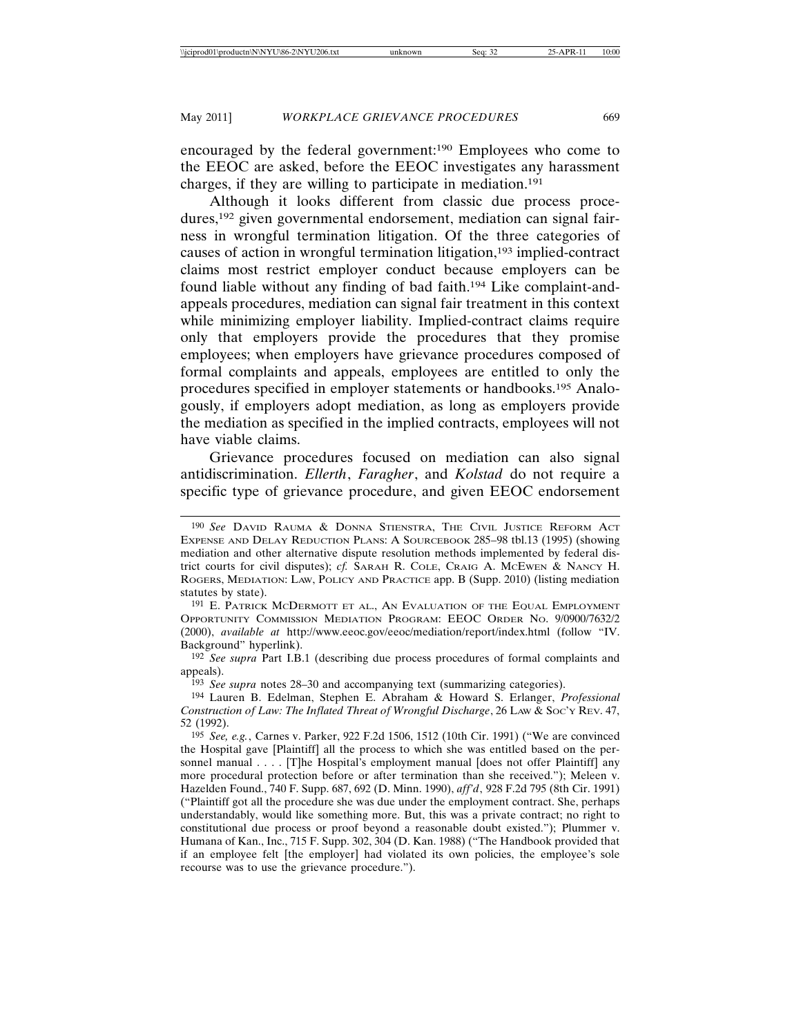encouraged by the federal government:[190] Employees who come to the EEOC are asked, before the EEOC investigates any harassment charges, if they are willing to participate in mediation.[191]

Although it looks different from classic due process procedures,[192] given governmental endorsement, mediation can signal fairness in wrongful termination litigation. Of the three categories of causes of action in wrongful termination litigation,[193] implied-contract claims most restrict employer conduct because employers can be found liable without any finding of bad faith.[194] Like complaint-and-appeals procedures, mediation can signal fair treatment in this context while minimizing employer liability. Implied-contract claims require only that employers provide the procedures that they promise employees; when employers have grievance procedures composed of formal complaints and appeals, employees are entitled to only the procedures specified in employer statements or handbooks.[195] Analogously, if employers adopt mediation, as long as employers provide the mediation as specified in the implied contracts, employees will not have viable claims.

Grievance procedures focused on mediation can also signal antidiscrimination. *Ellerth*, *Faragher*, and *Kolstad* do not require a specific type of grievance procedure, and given EEOC endorsement

---

[190] *See* David Rauma & Donna Stienstra, The Civil Justice Reform Act Expense and Delay Reduction Plans: A Sourcebook 285–98 tbl.13 (1995) (showing mediation and other alternative dispute resolution methods implemented by federal district courts for civil disputes); *cf.* Sarah R. Cole, Craig A. McEwen & Nancy H. Rogers, Mediation: Law, Policy and Practice app. B (Supp. 2010) (listing mediation statutes by state).

[191] E. Patrick McDermott et al., An Evaluation of the Equal Employment Opportunity Commission Mediation Program: EEOC Order No. 9/0900/7632/2 (2000), *available at* http://www.eeoc.gov/eeoc/mediation/report/index.html (follow "IV. Background" hyperlink).

[192] *See supra* Part I.B.1 (describing due process procedures of formal complaints and appeals).

[193] *See supra* notes 28–30 and accompanying text (summarizing categories).

[194] Lauren B. Edelman, Stephen E. Abraham & Howard S. Erlanger, *Professional Construction of Law: The Inflated Threat of Wrongful Discharge*, 26 Law & Soc'y Rev. 47, 52 (1992).

[195] *See, e.g.*, Carnes v. Parker, 922 F.2d 1506, 1512 (10th Cir. 1991) ("We are convinced the Hospital gave [Plaintiff] all the process to which she was entitled based on the personnel manual . . . . [T]he Hospital's employment manual [does not offer Plaintiff] any more procedural protection before or after termination than she received."); Meleen v. Hazelden Found., 740 F. Supp. 687, 692 (D. Minn. 1990), *aff'd*, 928 F.2d 795 (8th Cir. 1991) ("Plaintiff got all the procedure she was due under the employment contract. She, perhaps understandably, would like something more. But, this was a private contract; no right to constitutional due process or proof beyond a reasonable doubt existed."); Plummer v. Humana of Kan., Inc., 715 F. Supp. 302, 304 (D. Kan. 1988) ("The Handbook provided that if an employee felt [the employer] had violated its own policies, the employee's sole recourse was to use the grievance procedure.").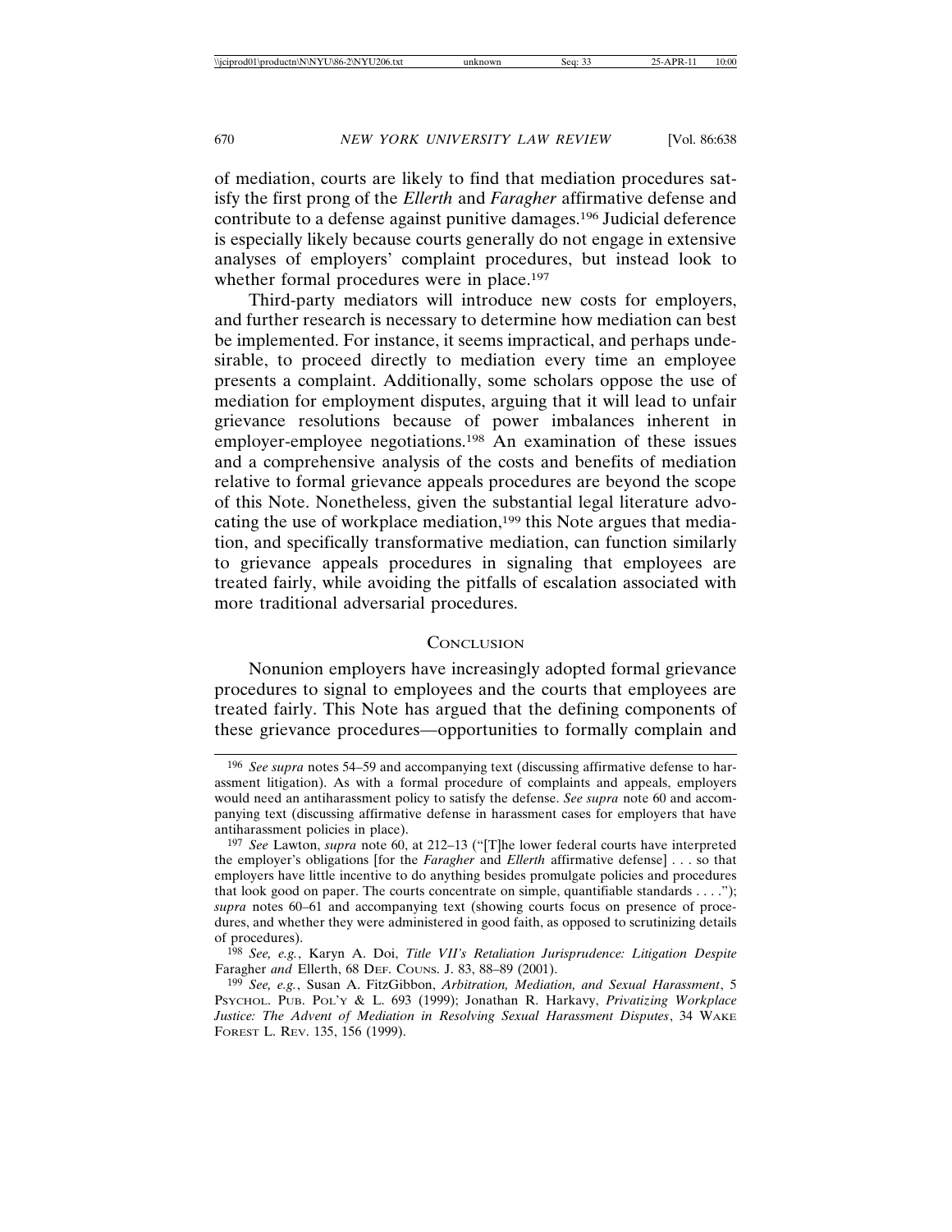of mediation, courts are likely to find that mediation procedures satisfy the first prong of the *Ellerth* and *Faragher* affirmative defense and contribute to a defense against punitive damages.[196] Judicial deference is especially likely because courts generally do not engage in extensive analyses of employers' complaint procedures, but instead look to whether formal procedures were in place.[197]

Third-party mediators will introduce new costs for employers, and further research is necessary to determine how mediation can best be implemented. For instance, it seems impractical, and perhaps undesirable, to proceed directly to mediation every time an employee presents a complaint. Additionally, some scholars oppose the use of mediation for employment disputes, arguing that it will lead to unfair grievance resolutions because of power imbalances inherent in employer-employee negotiations.[198] An examination of these issues and a comprehensive analysis of the costs and benefits of mediation relative to formal grievance appeals procedures are beyond the scope of this Note. Nonetheless, given the substantial legal literature advocating the use of workplace mediation,[199] this Note argues that mediation, and specifically transformative mediation, can function similarly to grievance appeals procedures in signaling that employees are treated fairly, while avoiding the pitfalls of escalation associated with more traditional adversarial procedures.

## Conclusion

Nonunion employers have increasingly adopted formal grievance procedures to signal to employees and the courts that employees are treated fairly. This Note has argued that the defining components of these grievance procedures—opportunities to formally complain and

---

[196] *See supra* notes 54–59 and accompanying text (discussing affirmative defense to harassment litigation). As with a formal procedure of complaints and appeals, employers would need an antiharassment policy to satisfy the defense. *See supra* note 60 and accompanying text (discussing affirmative defense in harassment cases for employers that have antiharassment policies in place).

[197] *See* Lawton, *supra* note 60, at 212–13 ("[T]he lower federal courts have interpreted the employer's obligations [for the *Faragher* and *Ellerth* affirmative defense] . . . so that employers have little incentive to do anything besides promulgate policies and procedures that look good on paper. The courts concentrate on simple, quantifiable standards . . . ."); *supra* notes 60–61 and accompanying text (showing courts focus on presence of procedures, and whether they were administered in good faith, as opposed to scrutinizing details of procedures).

[198] *See, e.g.*, Karyn A. Doi, *Title VII's Retaliation Jurisprudence: Litigation Despite* Faragher *and* Ellerth, 68 Def. Couns. J. 83, 88–89 (2001).

[199] *See, e.g.*, Susan A. FitzGibbon, *Arbitration, Mediation, and Sexual Harassment*, 5 Psychol. Pub. Pol'y & L. 693 (1999); Jonathan R. Harkavy, *Privatizing Workplace Justice: The Advent of Mediation in Resolving Sexual Harassment Disputes*, 34 Wake Forest L. Rev. 135, 156 (1999).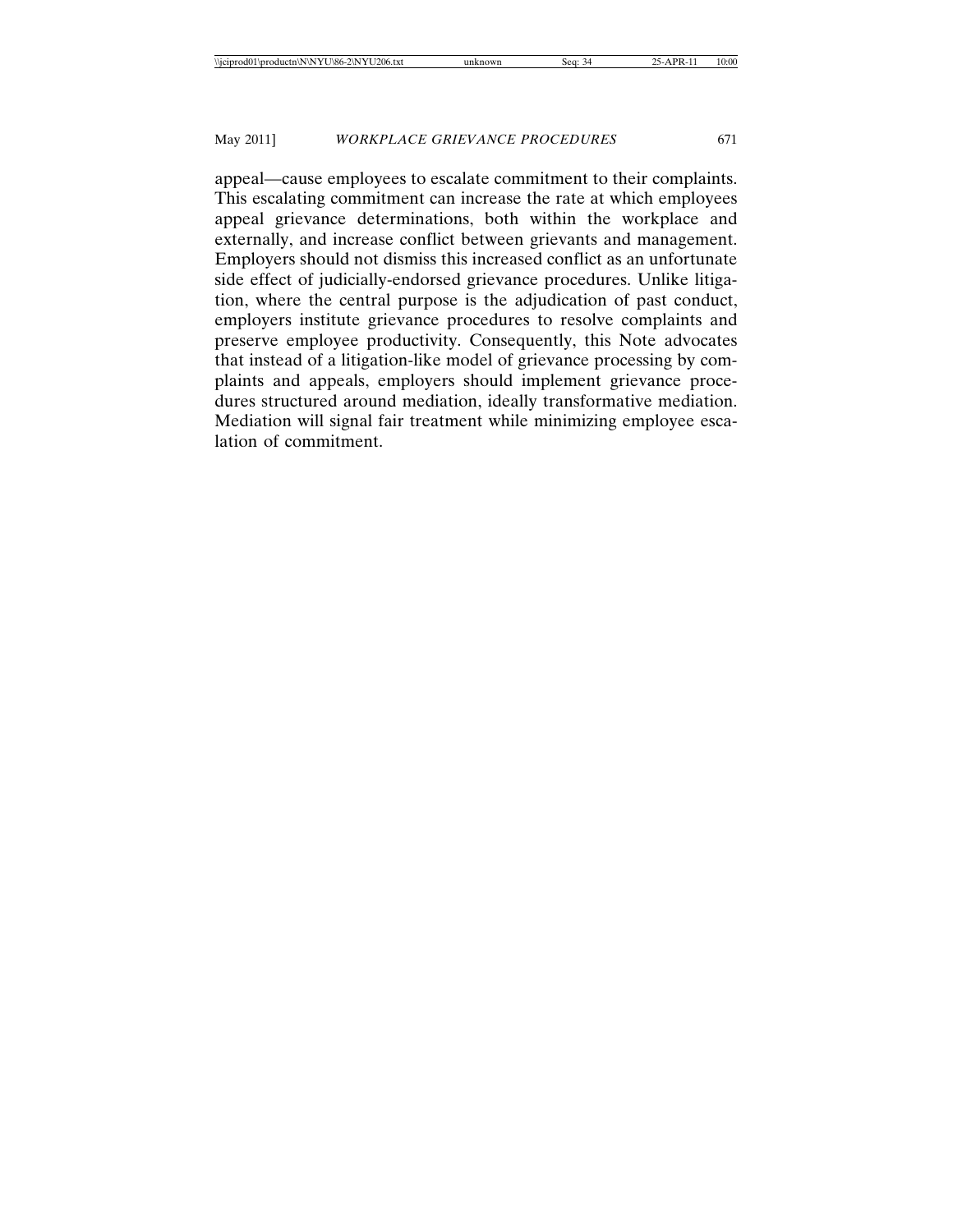appeal—cause employees to escalate commitment to their complaints. This escalating commitment can increase the rate at which employees appeal grievance determinations, both within the workplace and externally, and increase conflict between grievants and management. Employers should not dismiss this increased conflict as an unfortunate side effect of judicially-endorsed grievance procedures. Unlike litigation, where the central purpose is the adjudication of past conduct, employers institute grievance procedures to resolve complaints and preserve employee productivity. Consequently, this Note advocates that instead of a litigation-like model of grievance processing by complaints and appeals, employers should implement grievance procedures structured around mediation, ideally transformative mediation. Mediation will signal fair treatment while minimizing employee escalation of commitment.